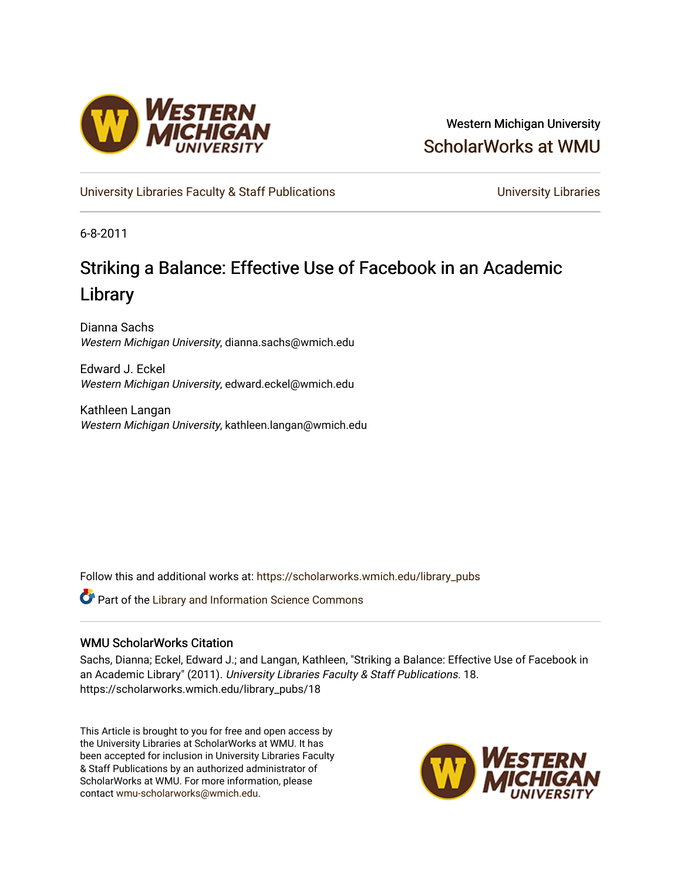Western Michigan University

ScholarWorks at WMU

University Libraries Faculty & Staff Publications

University Libraries

6-8-2011

# Striking a Balance: Effective Use of Facebook in an Academic Library

Dianna Sachs
*Western Michigan University*, dianna.sachs@wmich.edu

Edward J. Eckel
*Western Michigan University*, edward.eckel@wmich.edu

Kathleen Langan
*Western Michigan University*, kathleen.langan@wmich.edu

Follow this and additional works at: https://scholarworks.wmich.edu/library_pubs

Part of the Library and Information Science Commons

## WMU ScholarWorks Citation

Sachs, Dianna; Eckel, Edward J.; and Langan, Kathleen, "Striking a Balance: Effective Use of Facebook in an Academic Library" (2011). *University Libraries Faculty & Staff Publications*. 18.
https://scholarworks.wmich.edu/library_pubs/18

This Article is brought to you for free and open access by the University Libraries at ScholarWorks at WMU. It has been accepted for inclusion in University Libraries Faculty & Staff Publications by an authorized administrator of ScholarWorks at WMU. For more information, please contact wmu-scholarworks@wmich.edu.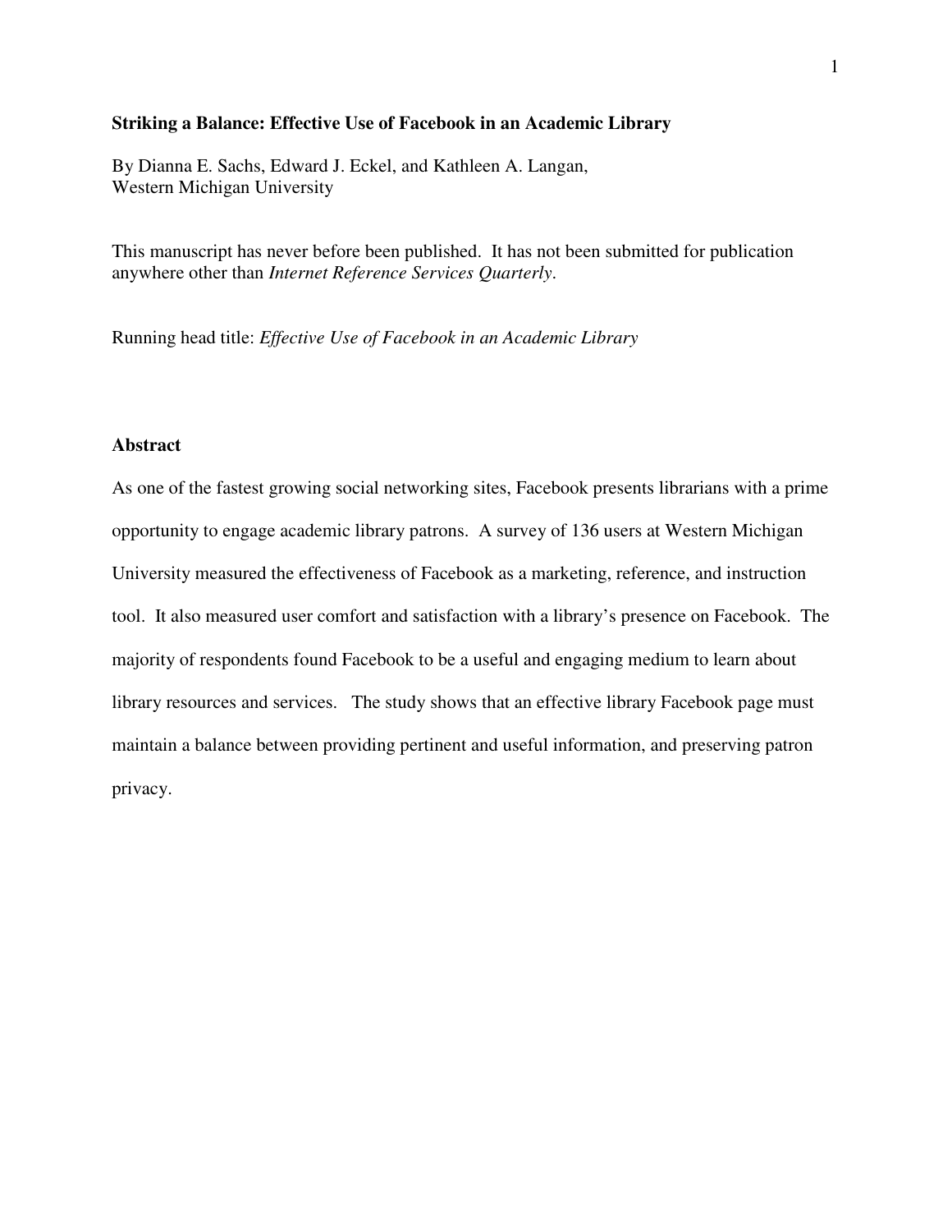**Striking a Balance: Effective Use of Facebook in an Academic Library**

By Dianna E. Sachs, Edward J. Eckel, and Kathleen A. Langan,
Western Michigan University

This manuscript has never before been published. It has not been submitted for publication anywhere other than *Internet Reference Services Quarterly*.

Running head title: *Effective Use of Facebook in an Academic Library*

## Abstract

As one of the fastest growing social networking sites, Facebook presents librarians with a prime opportunity to engage academic library patrons. A survey of 136 users at Western Michigan University measured the effectiveness of Facebook as a marketing, reference, and instruction tool. It also measured user comfort and satisfaction with a library's presence on Facebook. The majority of respondents found Facebook to be a useful and engaging medium to learn about library resources and services. The study shows that an effective library Facebook page must maintain a balance between providing pertinent and useful information, and preserving patron privacy.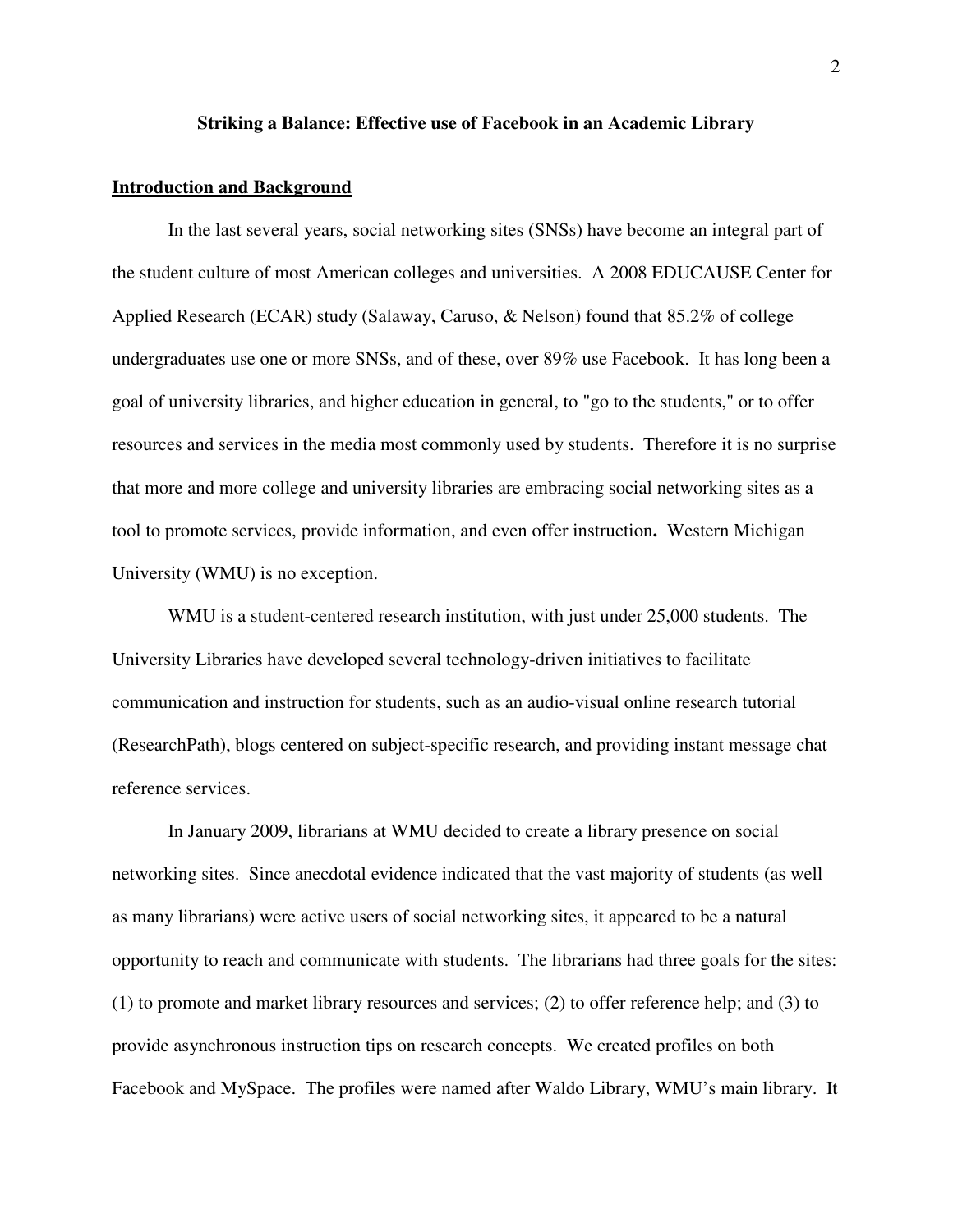**Striking a Balance: Effective use of Facebook in an Academic Library**

**Introduction and Background**

In the last several years, social networking sites (SNSs) have become an integral part of the student culture of most American colleges and universities. A 2008 EDUCAUSE Center for Applied Research (ECAR) study (Salaway, Caruso, & Nelson) found that 85.2% of college undergraduates use one or more SNSs, and of these, over 89% use Facebook. It has long been a goal of university libraries, and higher education in general, to "go to the students," or to offer resources and services in the media most commonly used by students. Therefore it is no surprise that more and more college and university libraries are embracing social networking sites as a tool to promote services, provide information, and even offer instruction**.** Western Michigan University (WMU) is no exception.

WMU is a student-centered research institution, with just under 25,000 students. The University Libraries have developed several technology-driven initiatives to facilitate communication and instruction for students, such as an audio-visual online research tutorial (ResearchPath), blogs centered on subject-specific research, and providing instant message chat reference services.

In January 2009, librarians at WMU decided to create a library presence on social networking sites. Since anecdotal evidence indicated that the vast majority of students (as well as many librarians) were active users of social networking sites, it appeared to be a natural opportunity to reach and communicate with students. The librarians had three goals for the sites: (1) to promote and market library resources and services; (2) to offer reference help; and (3) to provide asynchronous instruction tips on research concepts. We created profiles on both Facebook and MySpace. The profiles were named after Waldo Library, WMU's main library. It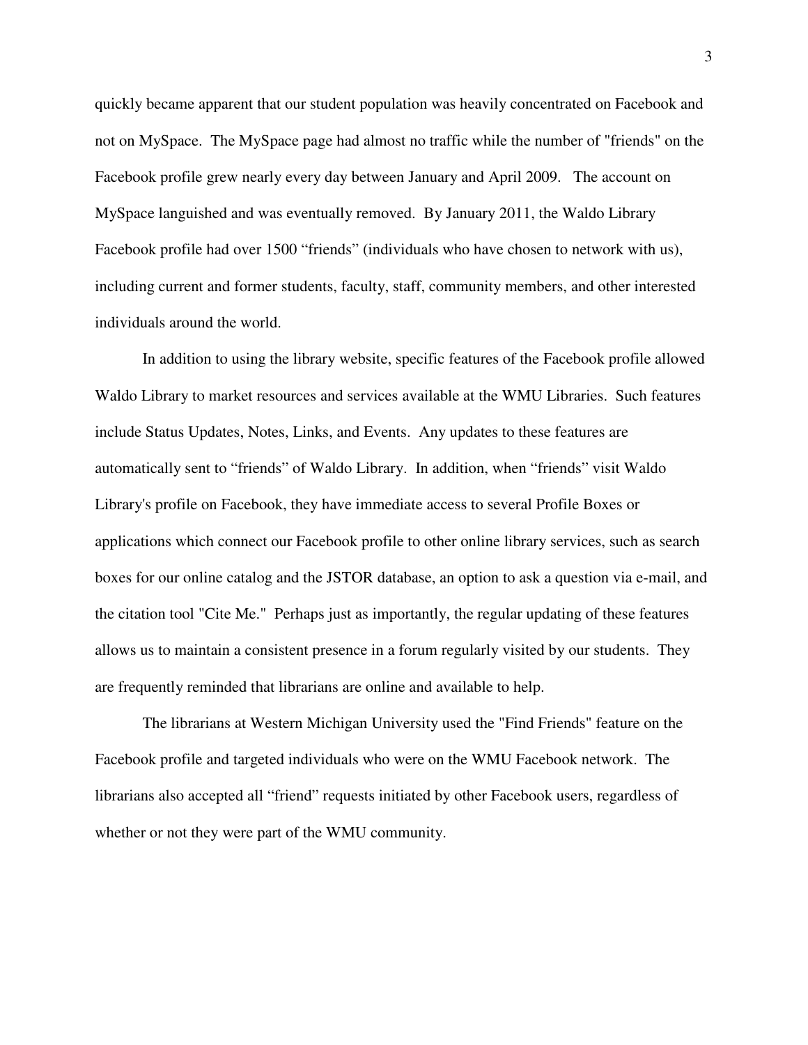quickly became apparent that our student population was heavily concentrated on Facebook and not on MySpace. The MySpace page had almost no traffic while the number of "friends" on the Facebook profile grew nearly every day between January and April 2009. The account on MySpace languished and was eventually removed. By January 2011, the Waldo Library Facebook profile had over 1500 “friends” (individuals who have chosen to network with us), including current and former students, faculty, staff, community members, and other interested individuals around the world.

In addition to using the library website, specific features of the Facebook profile allowed Waldo Library to market resources and services available at the WMU Libraries. Such features include Status Updates, Notes, Links, and Events. Any updates to these features are automatically sent to “friends” of Waldo Library. In addition, when “friends” visit Waldo Library's profile on Facebook, they have immediate access to several Profile Boxes or applications which connect our Facebook profile to other online library services, such as search boxes for our online catalog and the JSTOR database, an option to ask a question via e-mail, and the citation tool "Cite Me." Perhaps just as importantly, the regular updating of these features allows us to maintain a consistent presence in a forum regularly visited by our students. They are frequently reminded that librarians are online and available to help.

The librarians at Western Michigan University used the "Find Friends" feature on the Facebook profile and targeted individuals who were on the WMU Facebook network. The librarians also accepted all “friend” requests initiated by other Facebook users, regardless of whether or not they were part of the WMU community.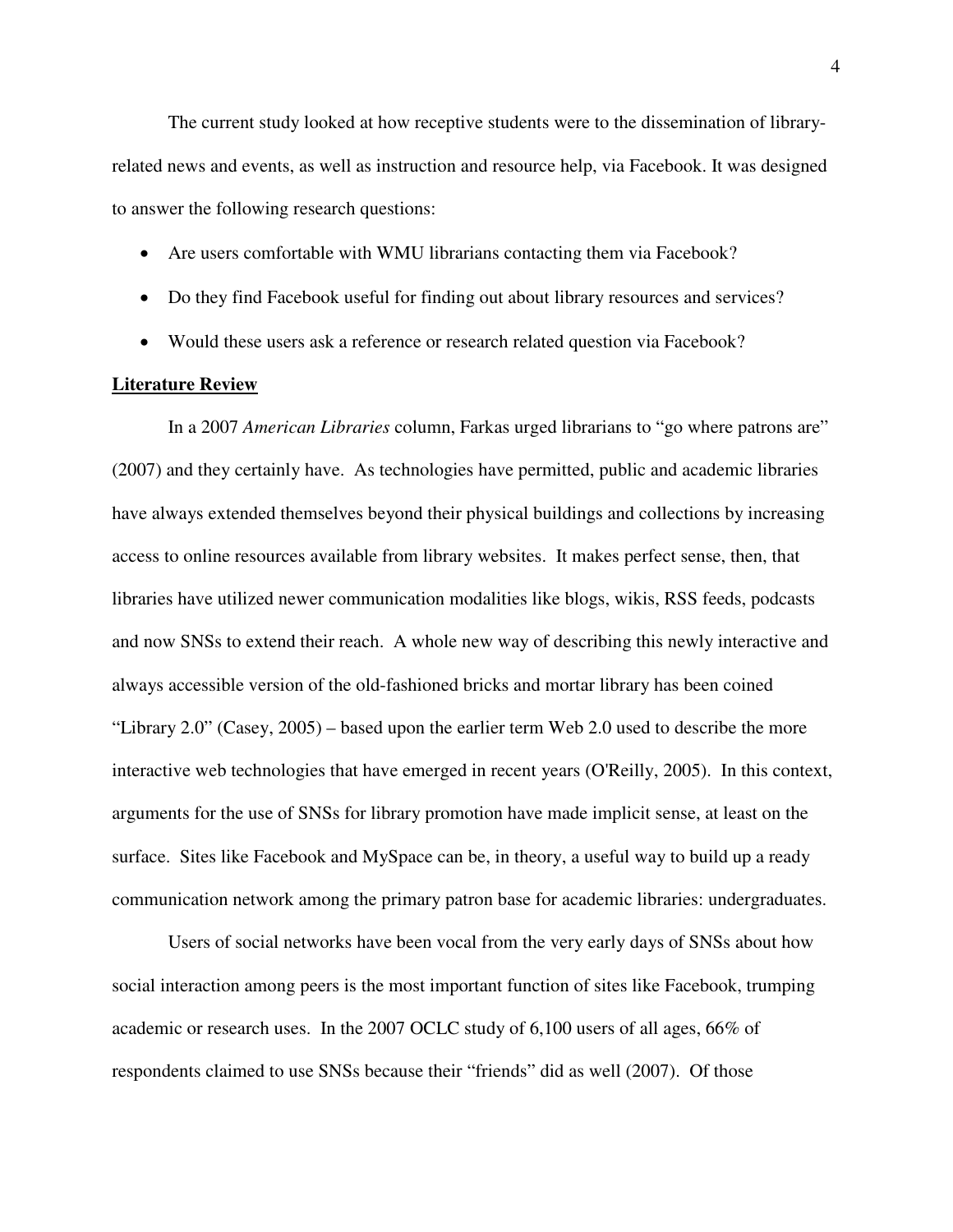The current study looked at how receptive students were to the dissemination of library-related news and events, as well as instruction and resource help, via Facebook. It was designed to answer the following research questions:

- Are users comfortable with WMU librarians contacting them via Facebook?
- Do they find Facebook useful for finding out about library resources and services?
- Would these users ask a reference or research related question via Facebook?

## Literature Review

In a 2007 *American Libraries* column, Farkas urged librarians to "go where patrons are" (2007) and they certainly have. As technologies have permitted, public and academic libraries have always extended themselves beyond their physical buildings and collections by increasing access to online resources available from library websites. It makes perfect sense, then, that libraries have utilized newer communication modalities like blogs, wikis, RSS feeds, podcasts and now SNSs to extend their reach. A whole new way of describing this newly interactive and always accessible version of the old-fashioned bricks and mortar library has been coined "Library 2.0" (Casey, 2005) – based upon the earlier term Web 2.0 used to describe the more interactive web technologies that have emerged in recent years (O'Reilly, 2005). In this context, arguments for the use of SNSs for library promotion have made implicit sense, at least on the surface. Sites like Facebook and MySpace can be, in theory, a useful way to build up a ready communication network among the primary patron base for academic libraries: undergraduates.

Users of social networks have been vocal from the very early days of SNSs about how social interaction among peers is the most important function of sites like Facebook, trumping academic or research uses. In the 2007 OCLC study of 6,100 users of all ages, 66% of respondents claimed to use SNSs because their "friends" did as well (2007). Of those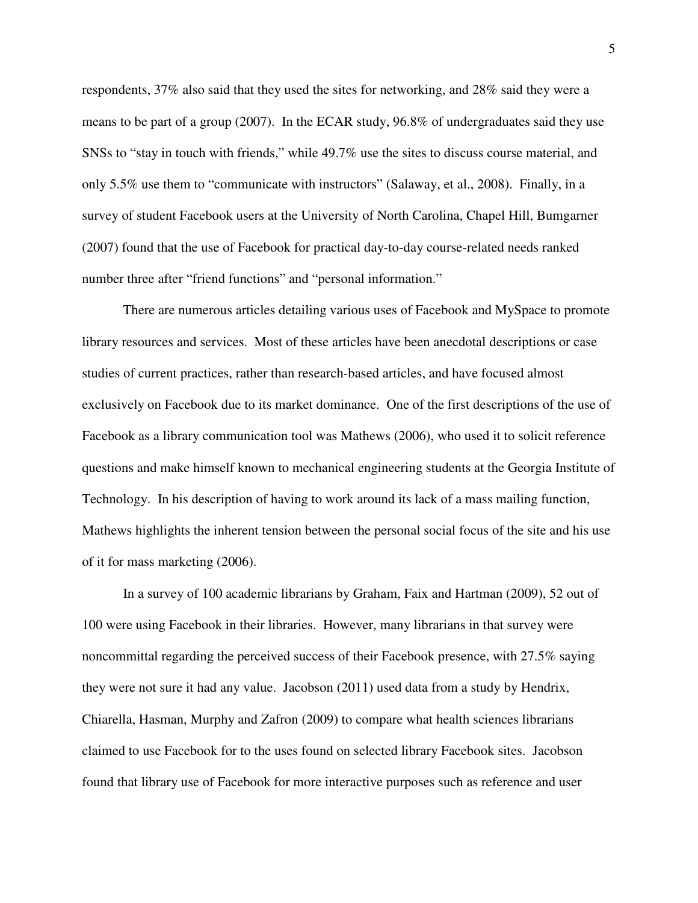respondents, 37% also said that they used the sites for networking, and 28% said they were a means to be part of a group (2007). In the ECAR study, 96.8% of undergraduates said they use SNSs to "stay in touch with friends," while 49.7% use the sites to discuss course material, and only 5.5% use them to "communicate with instructors" (Salaway, et al., 2008). Finally, in a survey of student Facebook users at the University of North Carolina, Chapel Hill, Bumgarner (2007) found that the use of Facebook for practical day-to-day course-related needs ranked number three after "friend functions" and "personal information."

There are numerous articles detailing various uses of Facebook and MySpace to promote library resources and services. Most of these articles have been anecdotal descriptions or case studies of current practices, rather than research-based articles, and have focused almost exclusively on Facebook due to its market dominance. One of the first descriptions of the use of Facebook as a library communication tool was Mathews (2006), who used it to solicit reference questions and make himself known to mechanical engineering students at the Georgia Institute of Technology. In his description of having to work around its lack of a mass mailing function, Mathews highlights the inherent tension between the personal social focus of the site and his use of it for mass marketing (2006).

In a survey of 100 academic librarians by Graham, Faix and Hartman (2009), 52 out of 100 were using Facebook in their libraries. However, many librarians in that survey were noncommittal regarding the perceived success of their Facebook presence, with 27.5% saying they were not sure it had any value. Jacobson (2011) used data from a study by Hendrix, Chiarella, Hasman, Murphy and Zafron (2009) to compare what health sciences librarians claimed to use Facebook for to the uses found on selected library Facebook sites. Jacobson found that library use of Facebook for more interactive purposes such as reference and user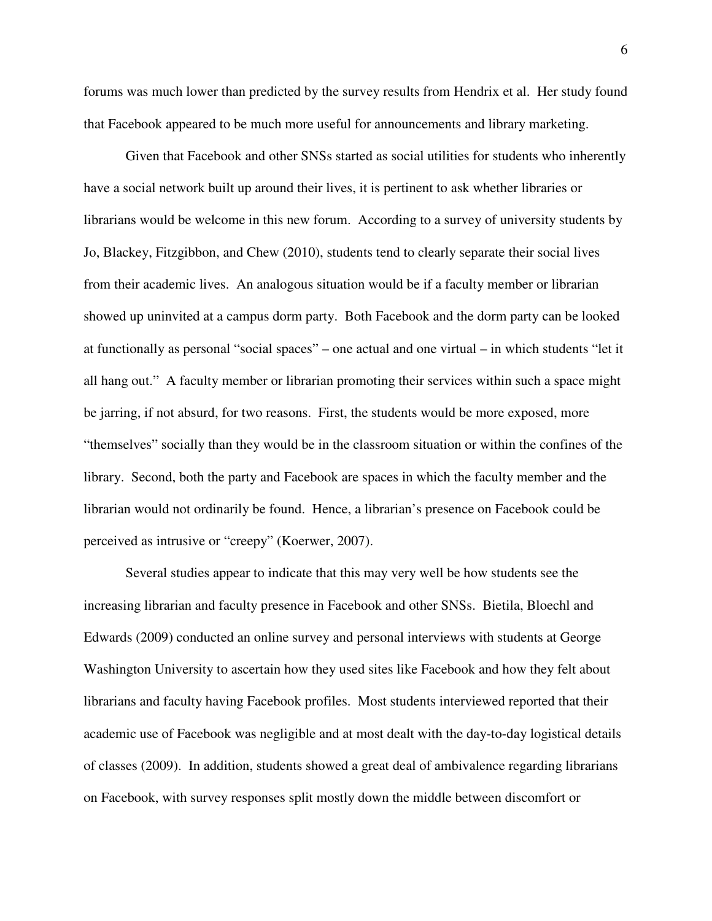forums was much lower than predicted by the survey results from Hendrix et al. Her study found that Facebook appeared to be much more useful for announcements and library marketing.

Given that Facebook and other SNSs started as social utilities for students who inherently have a social network built up around their lives, it is pertinent to ask whether libraries or librarians would be welcome in this new forum. According to a survey of university students by Jo, Blackey, Fitzgibbon, and Chew (2010), students tend to clearly separate their social lives from their academic lives. An analogous situation would be if a faculty member or librarian showed up uninvited at a campus dorm party. Both Facebook and the dorm party can be looked at functionally as personal "social spaces" – one actual and one virtual – in which students "let it all hang out." A faculty member or librarian promoting their services within such a space might be jarring, if not absurd, for two reasons. First, the students would be more exposed, more "themselves" socially than they would be in the classroom situation or within the confines of the library. Second, both the party and Facebook are spaces in which the faculty member and the librarian would not ordinarily be found. Hence, a librarian's presence on Facebook could be perceived as intrusive or "creepy" (Koerwer, 2007).

Several studies appear to indicate that this may very well be how students see the increasing librarian and faculty presence in Facebook and other SNSs. Bietila, Bloechl and Edwards (2009) conducted an online survey and personal interviews with students at George Washington University to ascertain how they used sites like Facebook and how they felt about librarians and faculty having Facebook profiles. Most students interviewed reported that their academic use of Facebook was negligible and at most dealt with the day-to-day logistical details of classes (2009). In addition, students showed a great deal of ambivalence regarding librarians on Facebook, with survey responses split mostly down the middle between discomfort or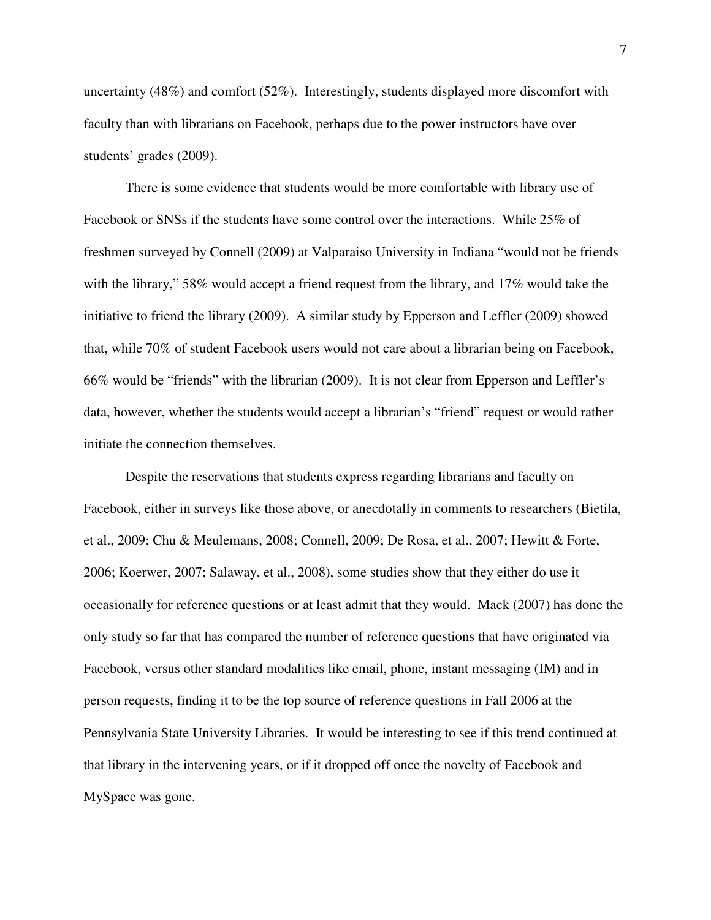uncertainty (48%) and comfort (52%). Interestingly, students displayed more discomfort with faculty than with librarians on Facebook, perhaps due to the power instructors have over students' grades (2009).

There is some evidence that students would be more comfortable with library use of Facebook or SNSs if the students have some control over the interactions. While 25% of freshmen surveyed by Connell (2009) at Valparaiso University in Indiana "would not be friends with the library," 58% would accept a friend request from the library, and 17% would take the initiative to friend the library (2009). A similar study by Epperson and Leffler (2009) showed that, while 70% of student Facebook users would not care about a librarian being on Facebook, 66% would be "friends" with the librarian (2009). It is not clear from Epperson and Leffler's data, however, whether the students would accept a librarian's "friend" request or would rather initiate the connection themselves.

Despite the reservations that students express regarding librarians and faculty on Facebook, either in surveys like those above, or anecdotally in comments to researchers (Bietila, et al., 2009; Chu & Meulemans, 2008; Connell, 2009; De Rosa, et al., 2007; Hewitt & Forte, 2006; Koerwer, 2007; Salaway, et al., 2008), some studies show that they either do use it occasionally for reference questions or at least admit that they would. Mack (2007) has done the only study so far that has compared the number of reference questions that have originated via Facebook, versus other standard modalities like email, phone, instant messaging (IM) and in person requests, finding it to be the top source of reference questions in Fall 2006 at the Pennsylvania State University Libraries. It would be interesting to see if this trend continued at that library in the intervening years, or if it dropped off once the novelty of Facebook and MySpace was gone.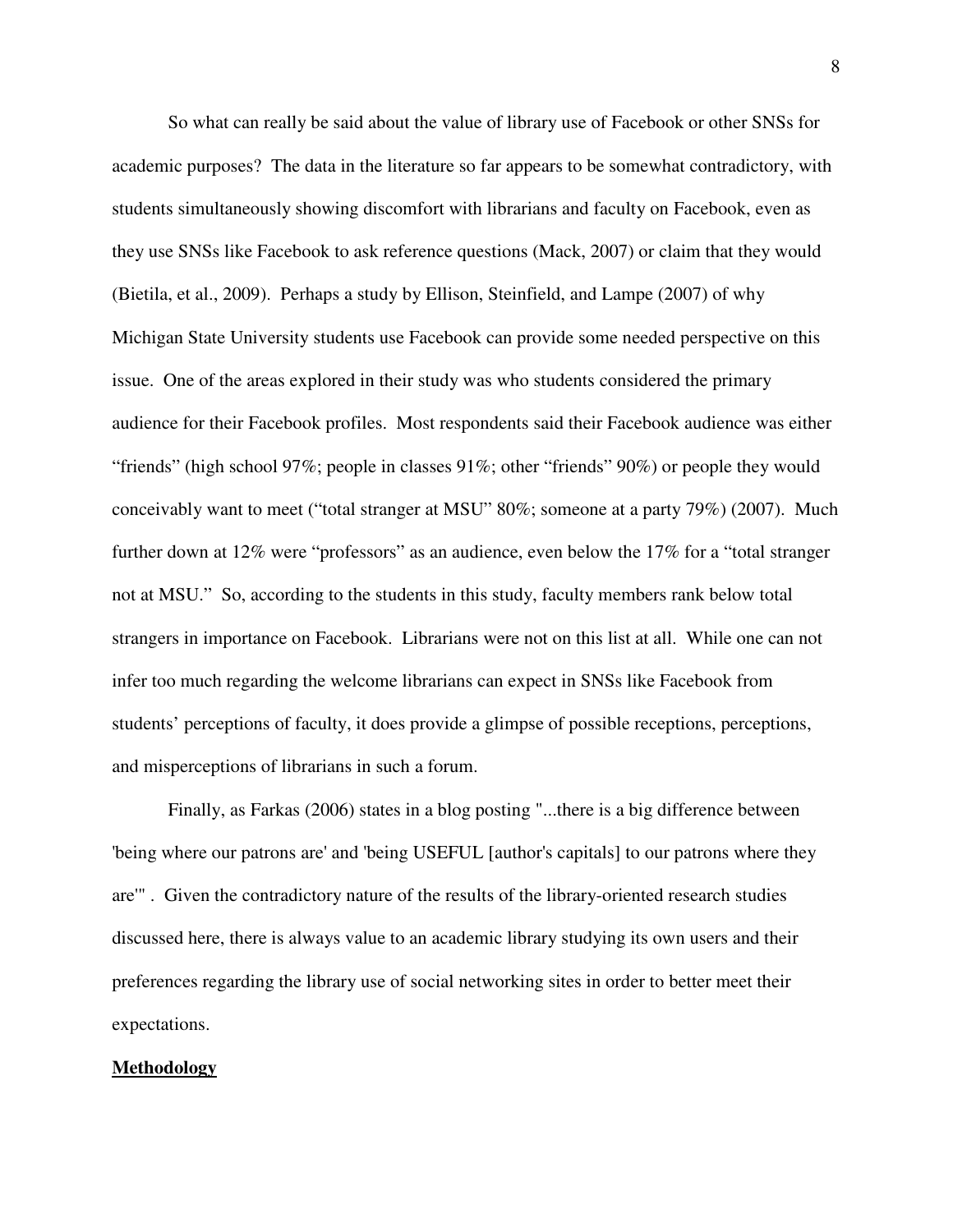So what can really be said about the value of library use of Facebook or other SNSs for academic purposes? The data in the literature so far appears to be somewhat contradictory, with students simultaneously showing discomfort with librarians and faculty on Facebook, even as they use SNSs like Facebook to ask reference questions (Mack, 2007) or claim that they would (Bietila, et al., 2009). Perhaps a study by Ellison, Steinfield, and Lampe (2007) of why Michigan State University students use Facebook can provide some needed perspective on this issue. One of the areas explored in their study was who students considered the primary audience for their Facebook profiles. Most respondents said their Facebook audience was either "friends" (high school 97%; people in classes 91%; other "friends" 90%) or people they would conceivably want to meet ("total stranger at MSU" 80%; someone at a party 79%) (2007). Much further down at 12% were "professors" as an audience, even below the 17% for a "total stranger not at MSU." So, according to the students in this study, faculty members rank below total strangers in importance on Facebook. Librarians were not on this list at all. While one can not infer too much regarding the welcome librarians can expect in SNSs like Facebook from students' perceptions of faculty, it does provide a glimpse of possible receptions, perceptions, and misperceptions of librarians in such a forum.

Finally, as Farkas (2006) states in a blog posting "...there is a big difference between 'being where our patrons are' and 'being USEFUL [author's capitals] to our patrons where they are'" . Given the contradictory nature of the results of the library-oriented research studies discussed here, there is always value to an academic library studying its own users and their preferences regarding the library use of social networking sites in order to better meet their expectations.

## Methodology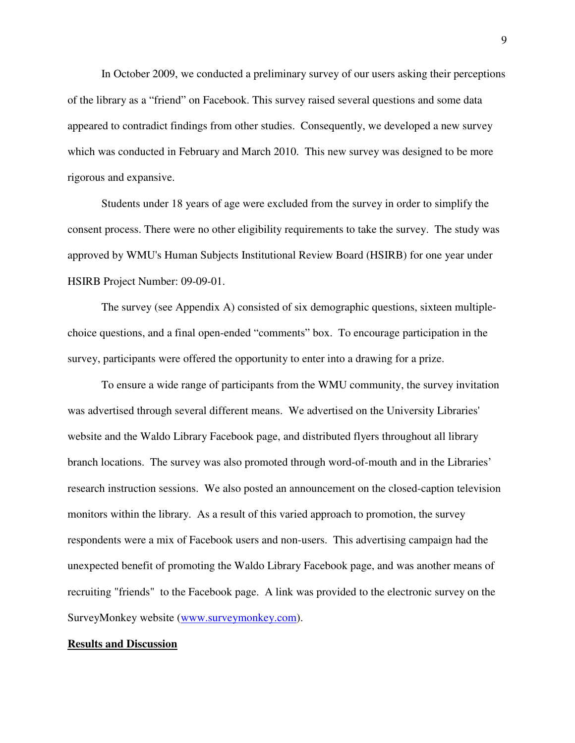In October 2009, we conducted a preliminary survey of our users asking their perceptions of the library as a "friend" on Facebook. This survey raised several questions and some data appeared to contradict findings from other studies. Consequently, we developed a new survey which was conducted in February and March 2010. This new survey was designed to be more rigorous and expansive.

Students under 18 years of age were excluded from the survey in order to simplify the consent process. There were no other eligibility requirements to take the survey. The study was approved by WMU's Human Subjects Institutional Review Board (HSIRB) for one year under HSIRB Project Number: 09-09-01.

The survey (see Appendix A) consisted of six demographic questions, sixteen multiple-choice questions, and a final open-ended "comments" box. To encourage participation in the survey, participants were offered the opportunity to enter into a drawing for a prize.

To ensure a wide range of participants from the WMU community, the survey invitation was advertised through several different means. We advertised on the University Libraries' website and the Waldo Library Facebook page, and distributed flyers throughout all library branch locations. The survey was also promoted through word-of-mouth and in the Libraries' research instruction sessions. We also posted an announcement on the closed-caption television monitors within the library. As a result of this varied approach to promotion, the survey respondents were a mix of Facebook users and non-users. This advertising campaign had the unexpected benefit of promoting the Waldo Library Facebook page, and was another means of recruiting "friends" to the Facebook page. A link was provided to the electronic survey on the SurveyMonkey website ([www.surveymonkey.com](http://www.surveymonkey.com)).

## Results and Discussion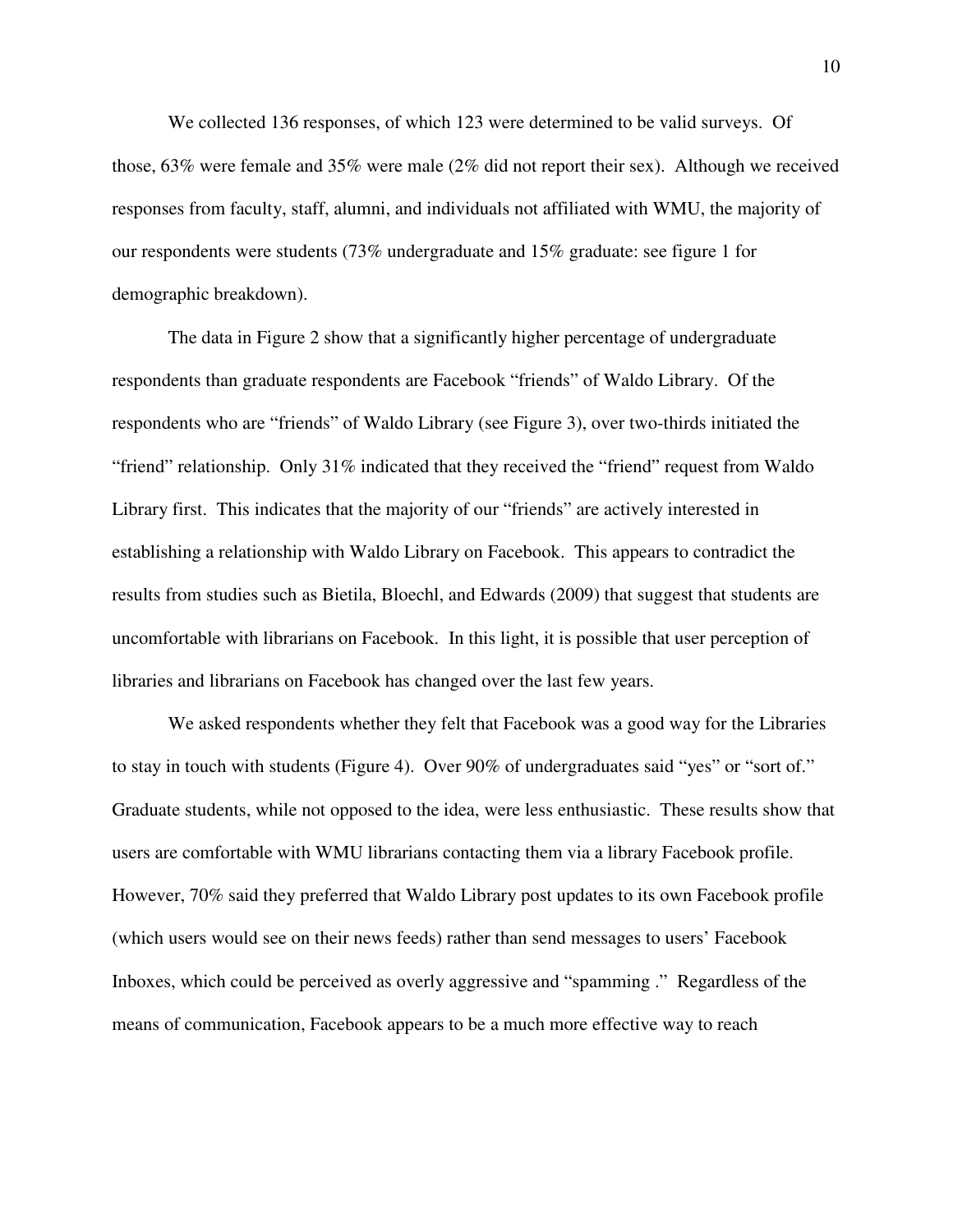We collected 136 responses, of which 123 were determined to be valid surveys. Of those, 63% were female and 35% were male (2% did not report their sex). Although we received responses from faculty, staff, alumni, and individuals not affiliated with WMU, the majority of our respondents were students (73% undergraduate and 15% graduate: see figure 1 for demographic breakdown).

The data in Figure 2 show that a significantly higher percentage of undergraduate respondents than graduate respondents are Facebook "friends" of Waldo Library. Of the respondents who are "friends" of Waldo Library (see Figure 3), over two-thirds initiated the "friend" relationship. Only 31% indicated that they received the "friend" request from Waldo Library first. This indicates that the majority of our "friends" are actively interested in establishing a relationship with Waldo Library on Facebook. This appears to contradict the results from studies such as Bietila, Bloechl, and Edwards (2009) that suggest that students are uncomfortable with librarians on Facebook. In this light, it is possible that user perception of libraries and librarians on Facebook has changed over the last few years.

We asked respondents whether they felt that Facebook was a good way for the Libraries to stay in touch with students (Figure 4). Over 90% of undergraduates said "yes" or "sort of." Graduate students, while not opposed to the idea, were less enthusiastic. These results show that users are comfortable with WMU librarians contacting them via a library Facebook profile. However, 70% said they preferred that Waldo Library post updates to its own Facebook profile (which users would see on their news feeds) rather than send messages to users' Facebook Inboxes, which could be perceived as overly aggressive and "spamming ." Regardless of the means of communication, Facebook appears to be a much more effective way to reach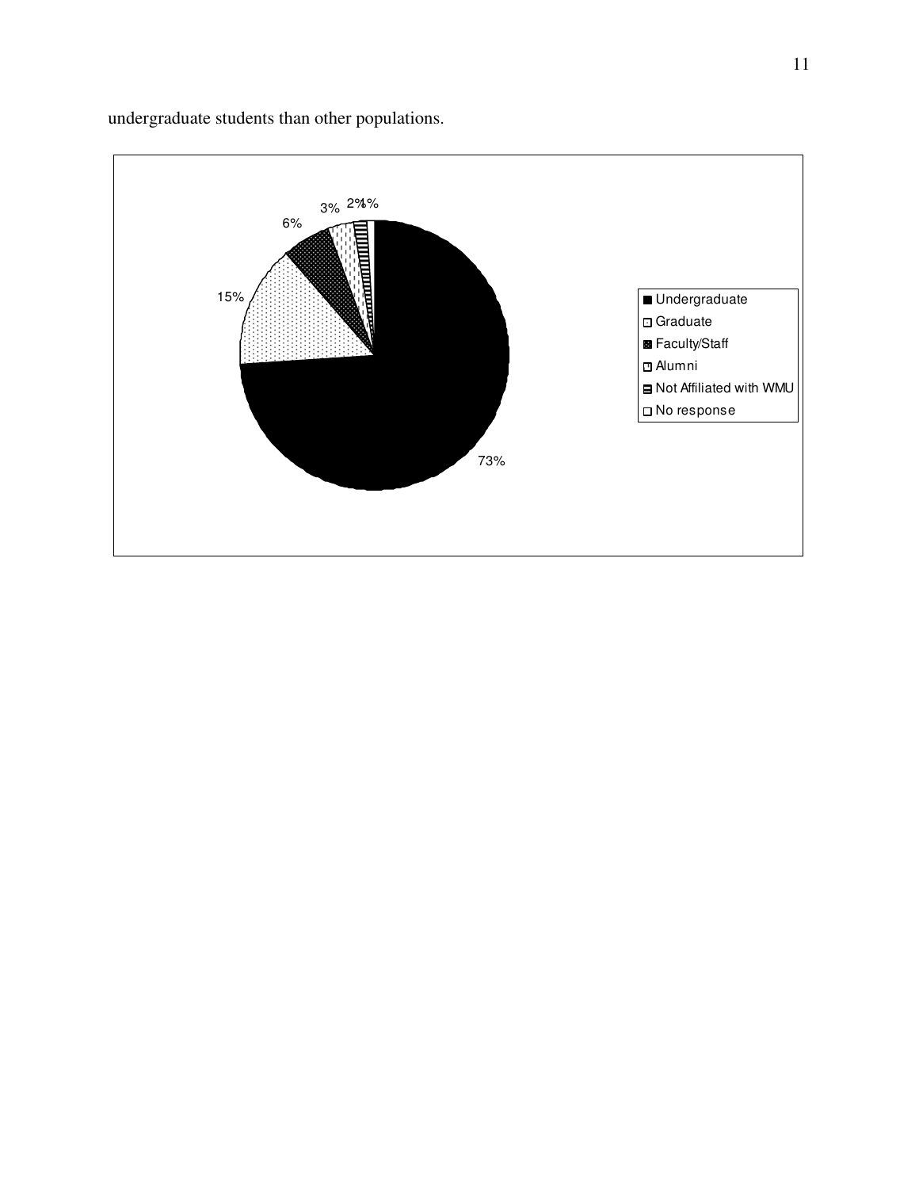undergraduate students than other populations.

| Category | Percentage |
| --- | --- |
| Undergraduate | 73% |
| Graduate | 15% |
| Faculty/Staff | 6% |
| Alumni | 3% |
| Not Affiliated with WMU | 2% |
| No response | 1% |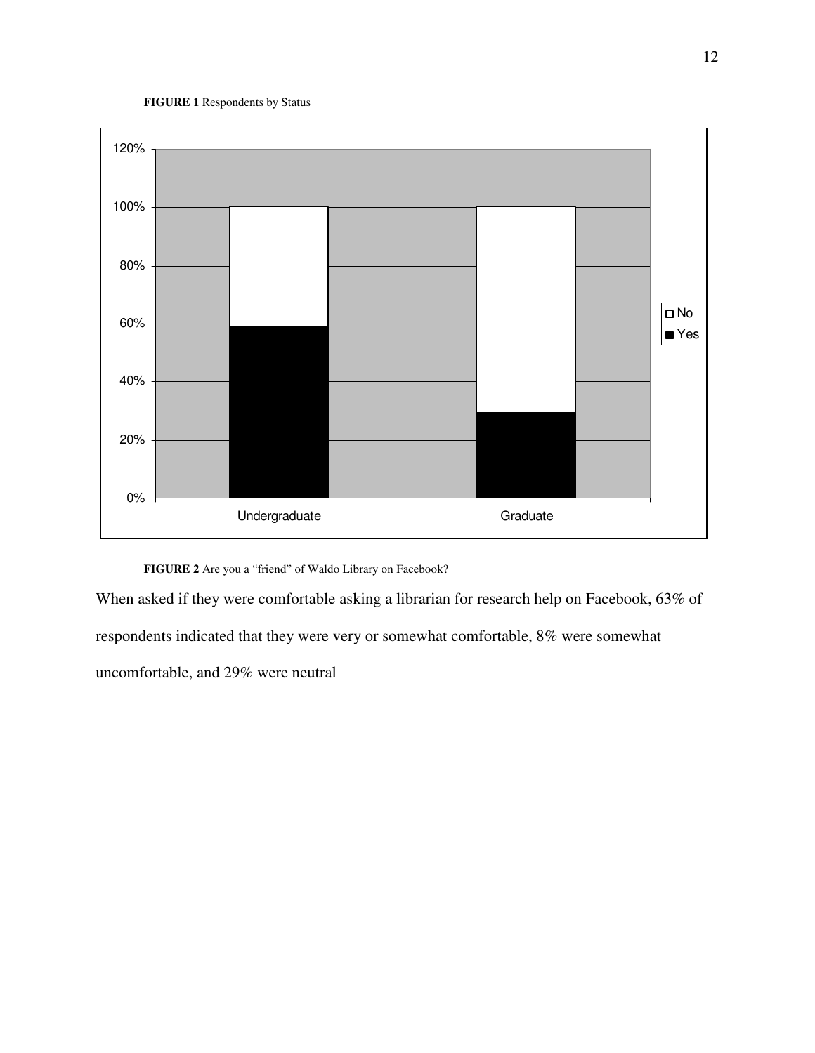**FIGURE 1** Respondents by Status

**FIGURE 2** Are you a "friend" of Waldo Library on Facebook?

When asked if they were comfortable asking a librarian for research help on Facebook, 63% of respondents indicated that they were very or somewhat comfortable, 8% were somewhat uncomfortable, and 29% were neutral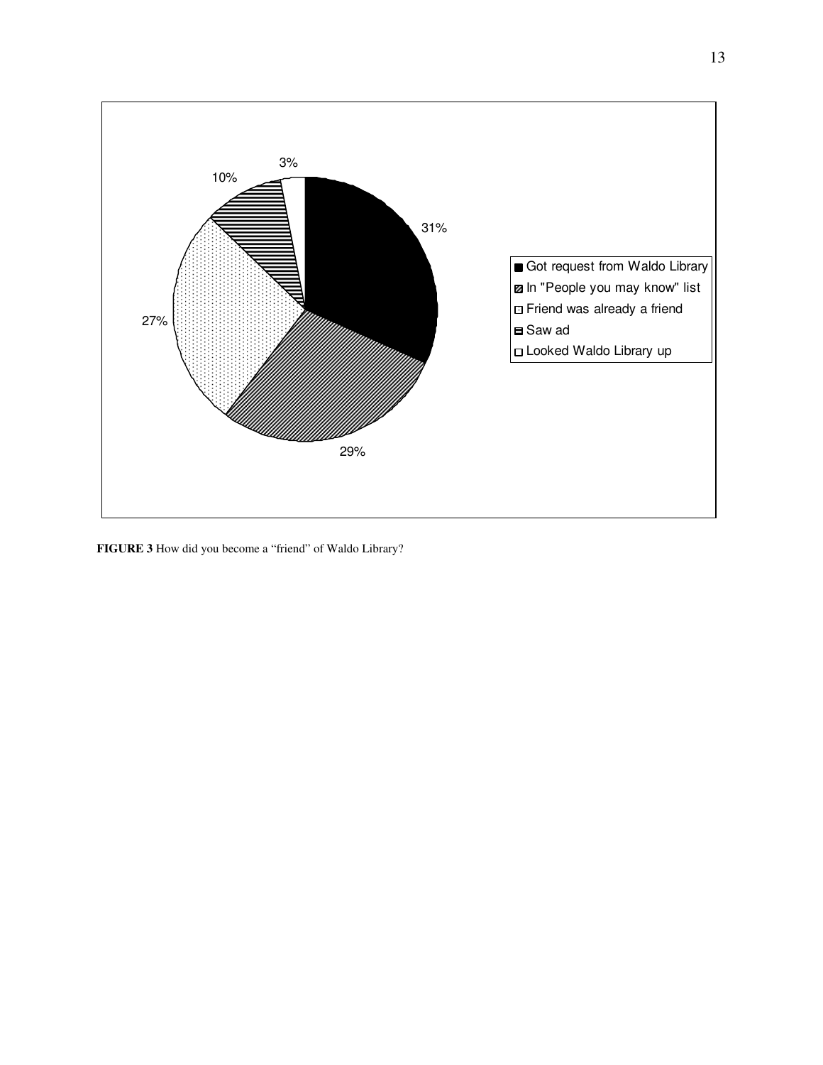**FIGURE 3** How did you become a "friend" of Waldo Library?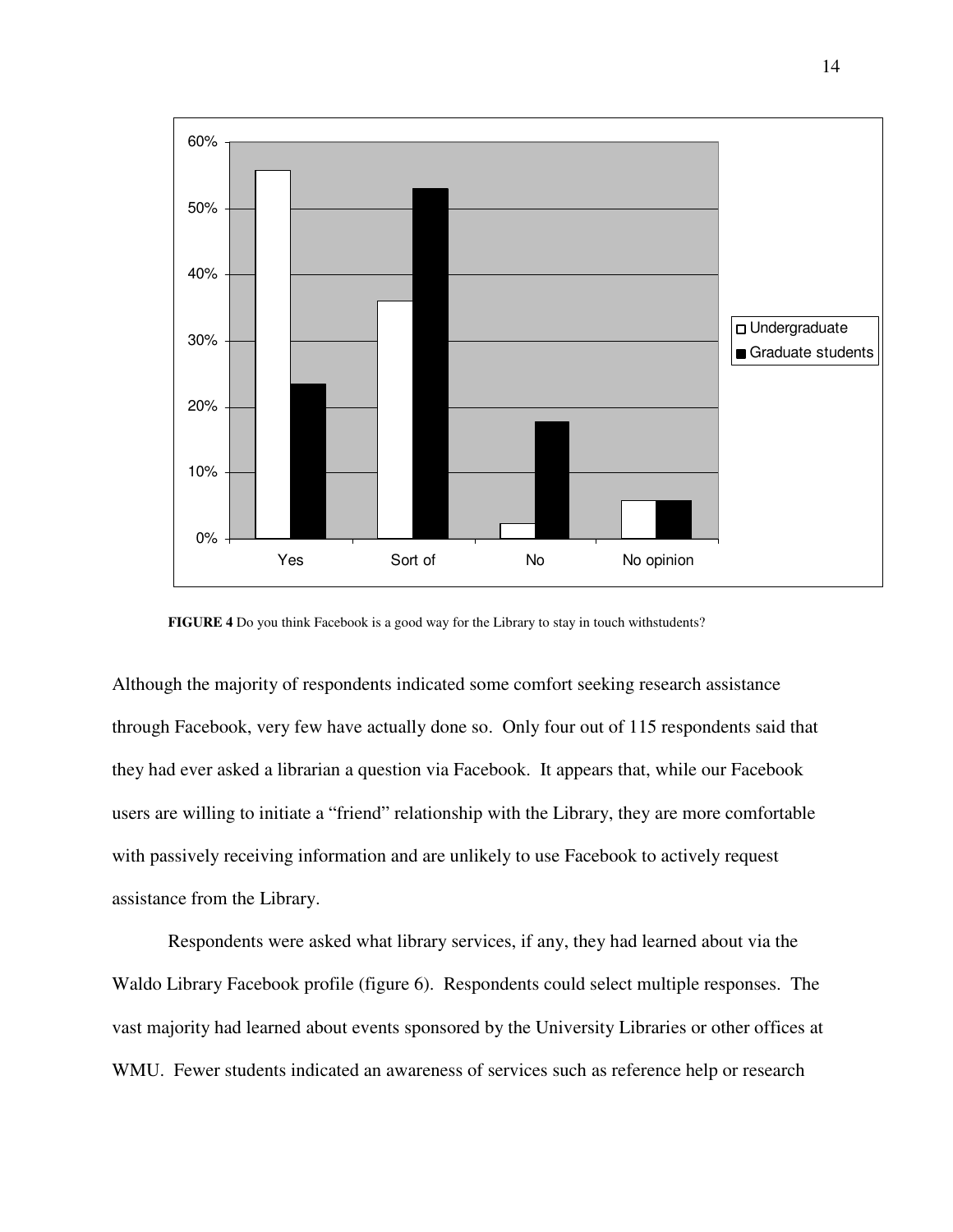**FIGURE 4** Do you think Facebook is a good way for the Library to stay in touch withstudents?

Although the majority of respondents indicated some comfort seeking research assistance through Facebook, very few have actually done so. Only four out of 115 respondents said that they had ever asked a librarian a question via Facebook. It appears that, while our Facebook users are willing to initiate a "friend" relationship with the Library, they are more comfortable with passively receiving information and are unlikely to use Facebook to actively request assistance from the Library.

Respondents were asked what library services, if any, they had learned about via the Waldo Library Facebook profile (figure 6). Respondents could select multiple responses. The vast majority had learned about events sponsored by the University Libraries or other offices at WMU. Fewer students indicated an awareness of services such as reference help or research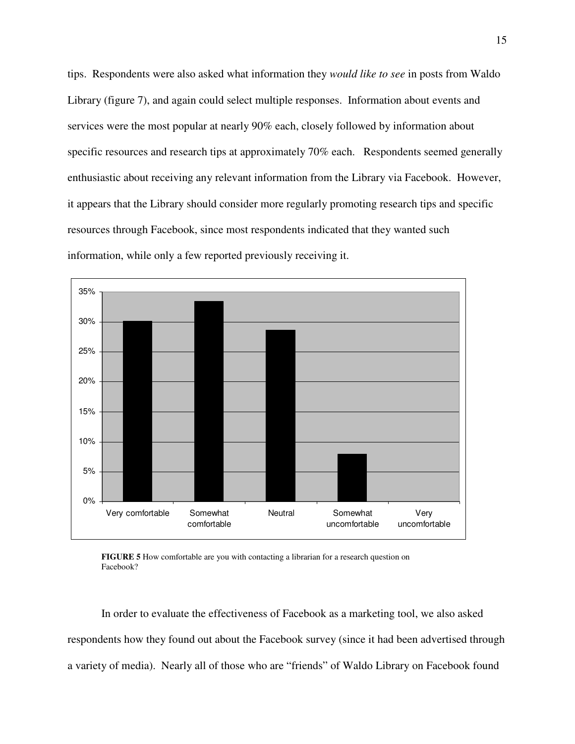tips. Respondents were also asked what information they *would like to see* in posts from Waldo Library (figure 7), and again could select multiple responses. Information about events and services were the most popular at nearly 90% each, closely followed by information about specific resources and research tips at approximately 70% each. Respondents seemed generally enthusiastic about receiving any relevant information from the Library via Facebook. However, it appears that the Library should consider more regularly promoting research tips and specific resources through Facebook, since most respondents indicated that they wanted such information, while only a few reported previously receiving it.

**FIGURE 5** How comfortable are you with contacting a librarian for a research question on Facebook?

In order to evaluate the effectiveness of Facebook as a marketing tool, we also asked respondents how they found out about the Facebook survey (since it had been advertised through a variety of media). Nearly all of those who are "friends" of Waldo Library on Facebook found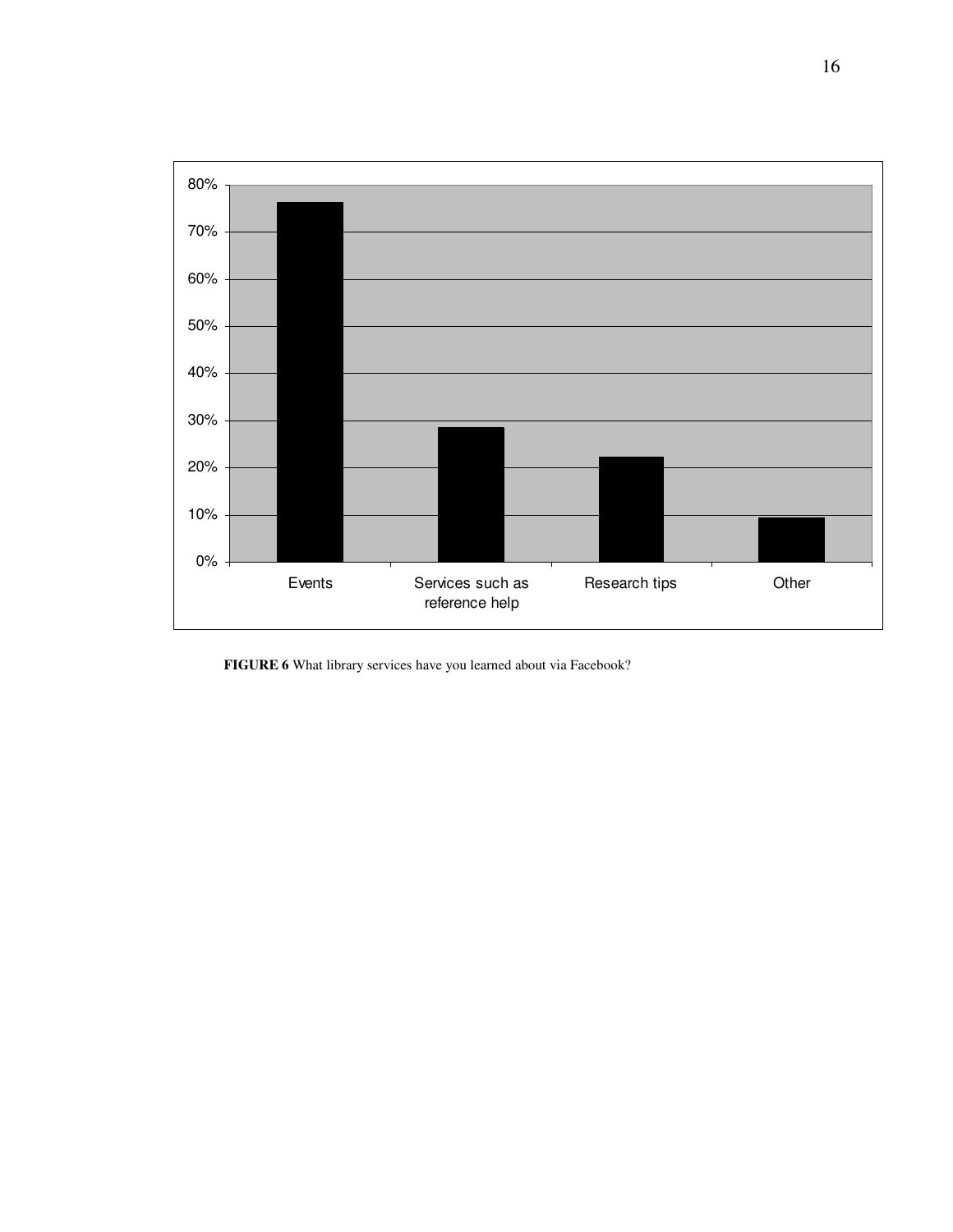**FIGURE 6** What library services have you learned about via Facebook?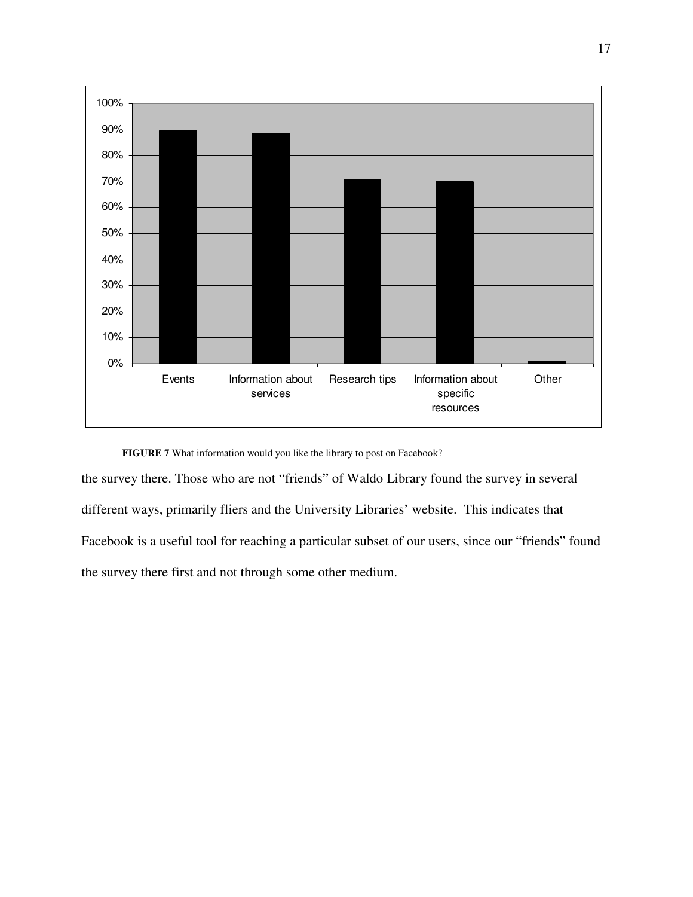**FIGURE 7** What information would you like the library to post on Facebook?

the survey there. Those who are not "friends" of Waldo Library found the survey in several different ways, primarily fliers and the University Libraries' website. This indicates that Facebook is a useful tool for reaching a particular subset of our users, since our "friends" found the survey there first and not through some other medium.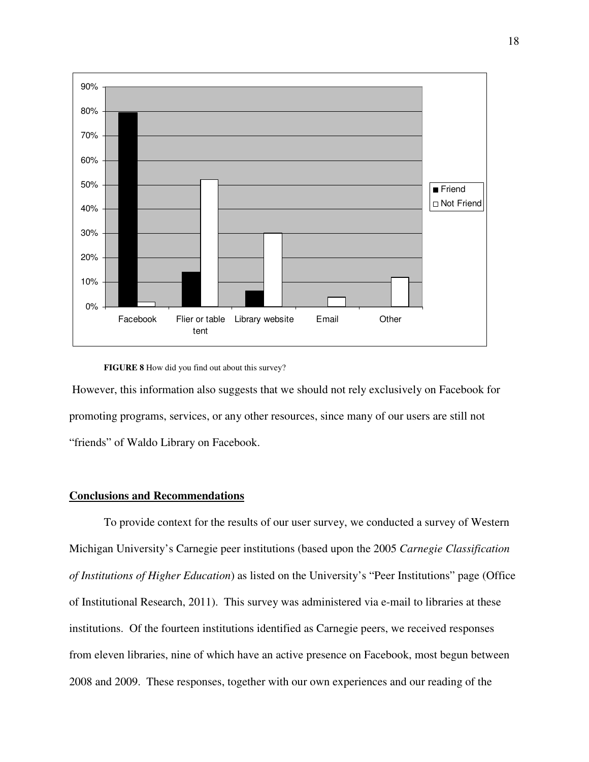**FIGURE 8** How did you find out about this survey?

However, this information also suggests that we should not rely exclusively on Facebook for promoting programs, services, or any other resources, since many of our users are still not "friends" of Waldo Library on Facebook.

## Conclusions and Recommendations

To provide context for the results of our user survey, we conducted a survey of Western Michigan University's Carnegie peer institutions (based upon the 2005 *Carnegie Classification of Institutions of Higher Education*) as listed on the University's "Peer Institutions" page (Office of Institutional Research, 2011). This survey was administered via e-mail to libraries at these institutions. Of the fourteen institutions identified as Carnegie peers, we received responses from eleven libraries, nine of which have an active presence on Facebook, most begun between 2008 and 2009. These responses, together with our own experiences and our reading of the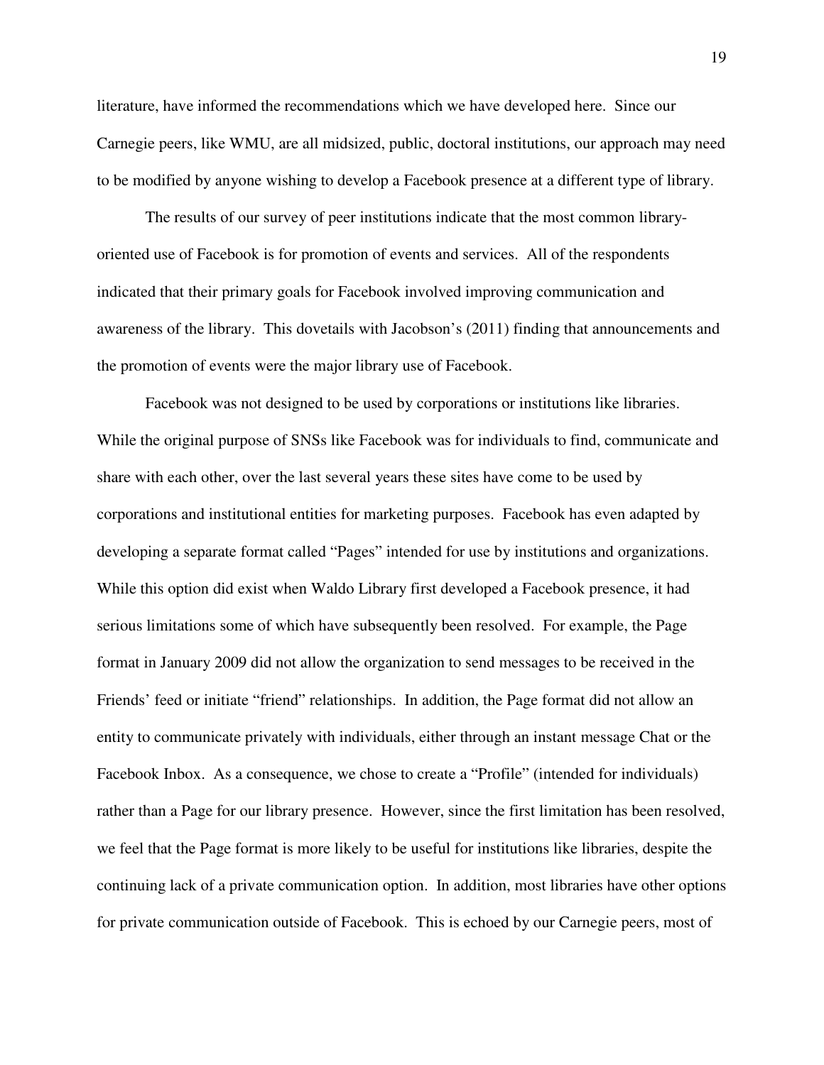literature, have informed the recommendations which we have developed here. Since our Carnegie peers, like WMU, are all midsized, public, doctoral institutions, our approach may need to be modified by anyone wishing to develop a Facebook presence at a different type of library.

The results of our survey of peer institutions indicate that the most common library-oriented use of Facebook is for promotion of events and services. All of the respondents indicated that their primary goals for Facebook involved improving communication and awareness of the library. This dovetails with Jacobson's (2011) finding that announcements and the promotion of events were the major library use of Facebook.

Facebook was not designed to be used by corporations or institutions like libraries. While the original purpose of SNSs like Facebook was for individuals to find, communicate and share with each other, over the last several years these sites have come to be used by corporations and institutional entities for marketing purposes. Facebook has even adapted by developing a separate format called "Pages" intended for use by institutions and organizations. While this option did exist when Waldo Library first developed a Facebook presence, it had serious limitations some of which have subsequently been resolved. For example, the Page format in January 2009 did not allow the organization to send messages to be received in the Friends' feed or initiate "friend" relationships. In addition, the Page format did not allow an entity to communicate privately with individuals, either through an instant message Chat or the Facebook Inbox. As a consequence, we chose to create a "Profile" (intended for individuals) rather than a Page for our library presence. However, since the first limitation has been resolved, we feel that the Page format is more likely to be useful for institutions like libraries, despite the continuing lack of a private communication option. In addition, most libraries have other options for private communication outside of Facebook. This is echoed by our Carnegie peers, most of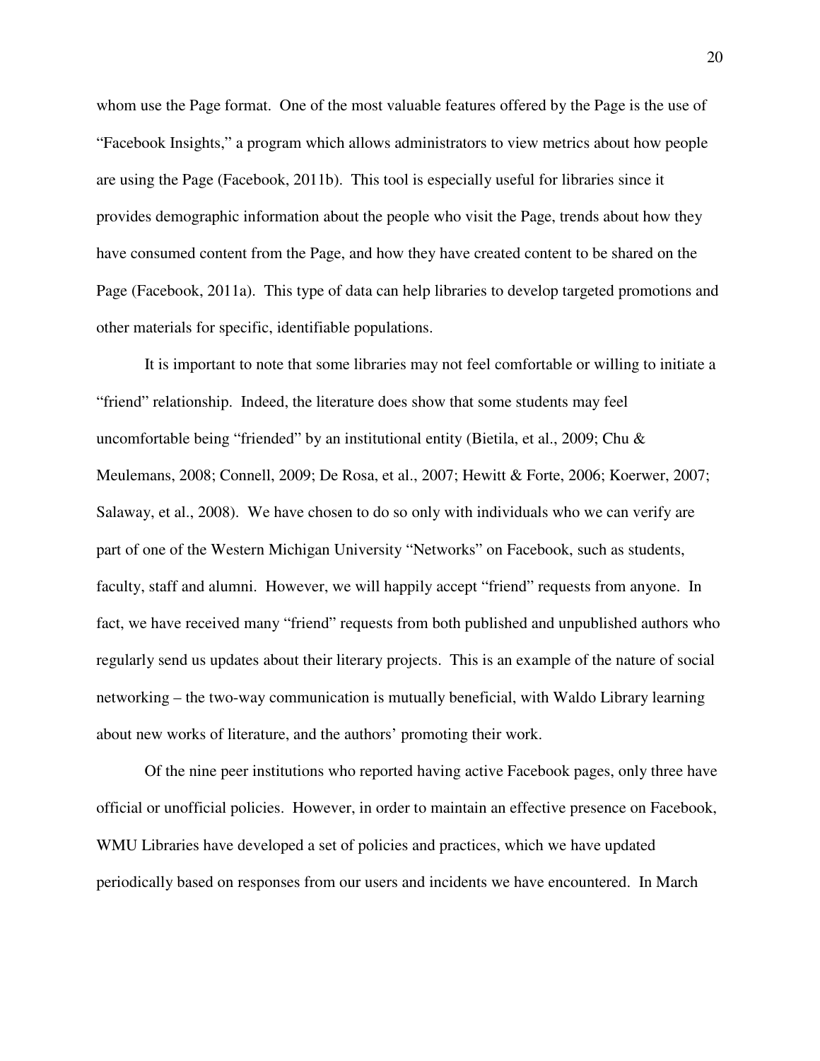whom use the Page format. One of the most valuable features offered by the Page is the use of "Facebook Insights," a program which allows administrators to view metrics about how people are using the Page (Facebook, 2011b). This tool is especially useful for libraries since it provides demographic information about the people who visit the Page, trends about how they have consumed content from the Page, and how they have created content to be shared on the Page (Facebook, 2011a). This type of data can help libraries to develop targeted promotions and other materials for specific, identifiable populations.

It is important to note that some libraries may not feel comfortable or willing to initiate a "friend" relationship. Indeed, the literature does show that some students may feel uncomfortable being "friended" by an institutional entity (Bietila, et al., 2009; Chu & Meulemans, 2008; Connell, 2009; De Rosa, et al., 2007; Hewitt & Forte, 2006; Koerwer, 2007; Salaway, et al., 2008). We have chosen to do so only with individuals who we can verify are part of one of the Western Michigan University "Networks" on Facebook, such as students, faculty, staff and alumni. However, we will happily accept "friend" requests from anyone. In fact, we have received many "friend" requests from both published and unpublished authors who regularly send us updates about their literary projects. This is an example of the nature of social networking – the two-way communication is mutually beneficial, with Waldo Library learning about new works of literature, and the authors' promoting their work.

Of the nine peer institutions who reported having active Facebook pages, only three have official or unofficial policies. However, in order to maintain an effective presence on Facebook, WMU Libraries have developed a set of policies and practices, which we have updated periodically based on responses from our users and incidents we have encountered. In March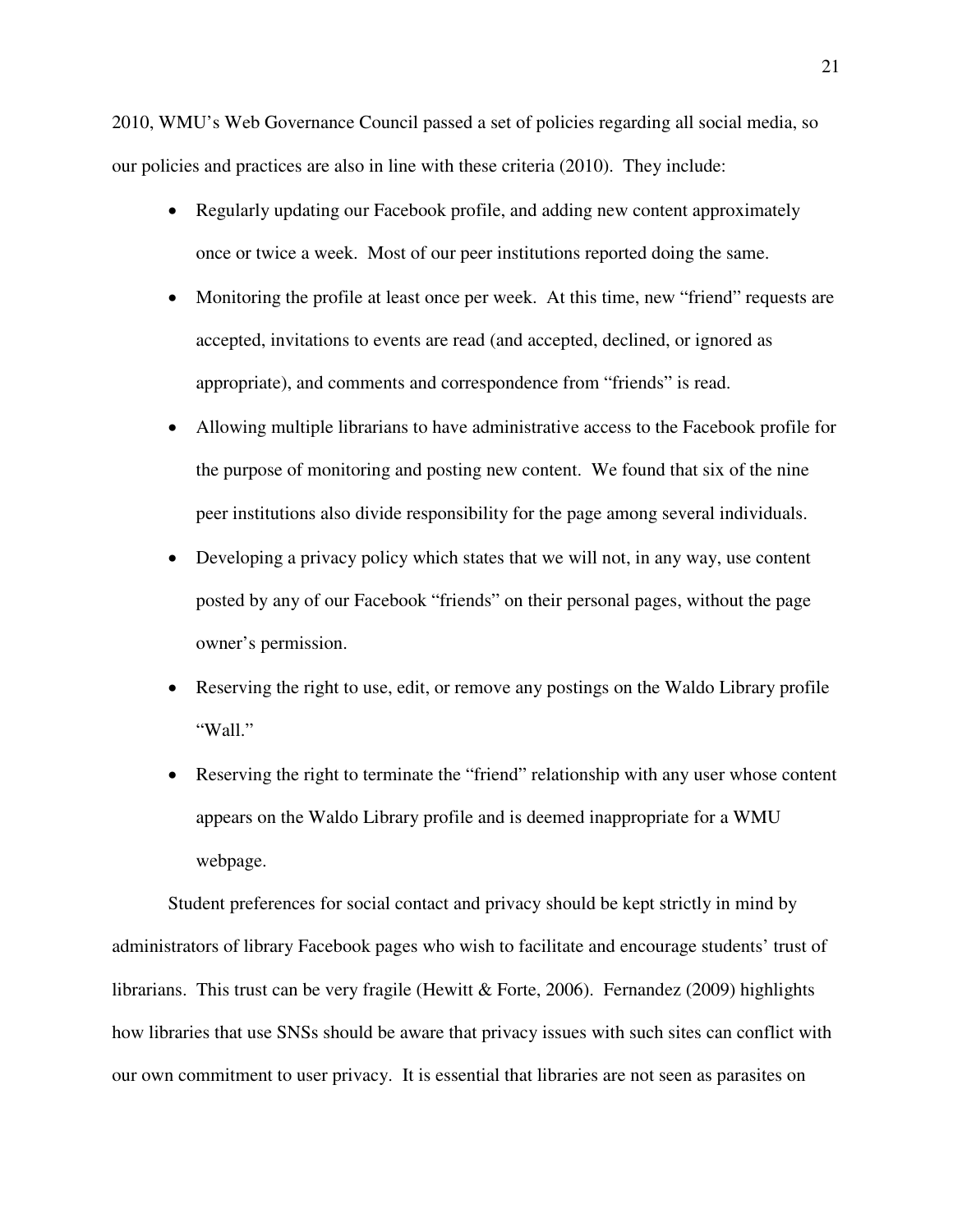2010, WMU's Web Governance Council passed a set of policies regarding all social media, so our policies and practices are also in line with these criteria (2010). They include:

- Regularly updating our Facebook profile, and adding new content approximately once or twice a week. Most of our peer institutions reported doing the same.
- Monitoring the profile at least once per week. At this time, new "friend" requests are accepted, invitations to events are read (and accepted, declined, or ignored as appropriate), and comments and correspondence from "friends" is read.
- Allowing multiple librarians to have administrative access to the Facebook profile for the purpose of monitoring and posting new content. We found that six of the nine peer institutions also divide responsibility for the page among several individuals.
- Developing a privacy policy which states that we will not, in any way, use content posted by any of our Facebook "friends" on their personal pages, without the page owner's permission.
- Reserving the right to use, edit, or remove any postings on the Waldo Library profile "Wall."
- Reserving the right to terminate the "friend" relationship with any user whose content appears on the Waldo Library profile and is deemed inappropriate for a WMU webpage.

Student preferences for social contact and privacy should be kept strictly in mind by administrators of library Facebook pages who wish to facilitate and encourage students' trust of librarians. This trust can be very fragile (Hewitt & Forte, 2006). Fernandez (2009) highlights how libraries that use SNSs should be aware that privacy issues with such sites can conflict with our own commitment to user privacy. It is essential that libraries are not seen as parasites on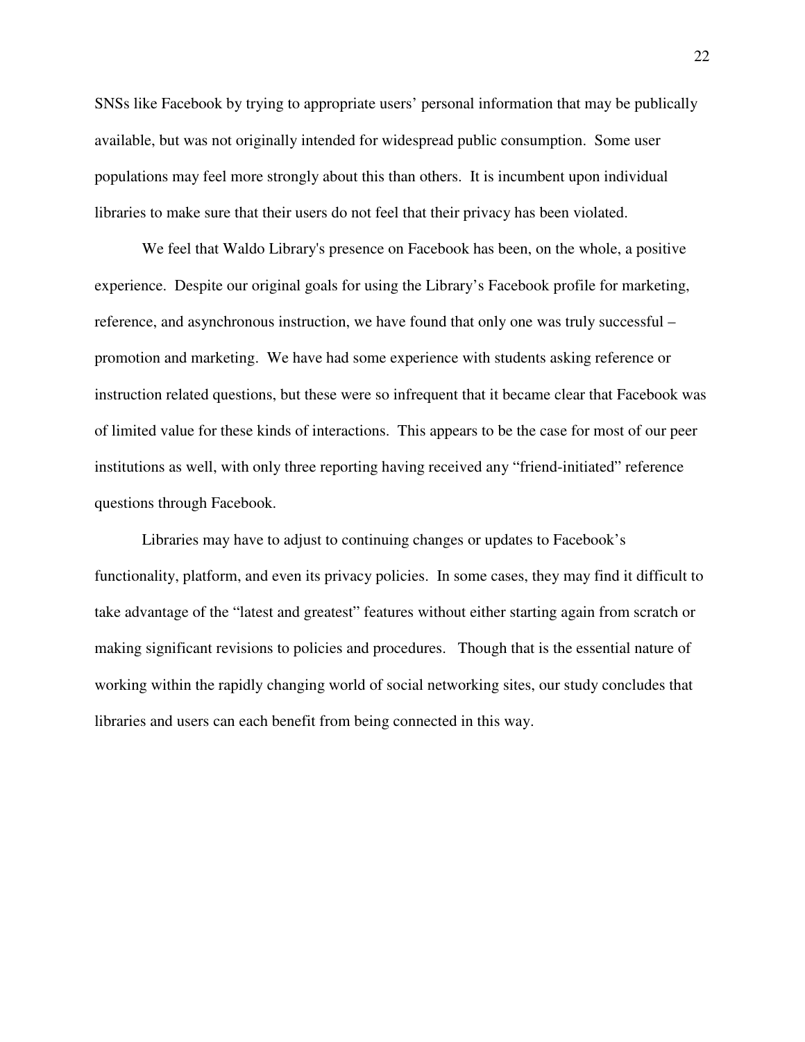SNSs like Facebook by trying to appropriate users' personal information that may be publically available, but was not originally intended for widespread public consumption. Some user populations may feel more strongly about this than others. It is incumbent upon individual libraries to make sure that their users do not feel that their privacy has been violated.

We feel that Waldo Library's presence on Facebook has been, on the whole, a positive experience. Despite our original goals for using the Library's Facebook profile for marketing, reference, and asynchronous instruction, we have found that only one was truly successful – promotion and marketing. We have had some experience with students asking reference or instruction related questions, but these were so infrequent that it became clear that Facebook was of limited value for these kinds of interactions. This appears to be the case for most of our peer institutions as well, with only three reporting having received any "friend-initiated" reference questions through Facebook.

Libraries may have to adjust to continuing changes or updates to Facebook's functionality, platform, and even its privacy policies. In some cases, they may find it difficult to take advantage of the "latest and greatest" features without either starting again from scratch or making significant revisions to policies and procedures. Though that is the essential nature of working within the rapidly changing world of social networking sites, our study concludes that libraries and users can each benefit from being connected in this way.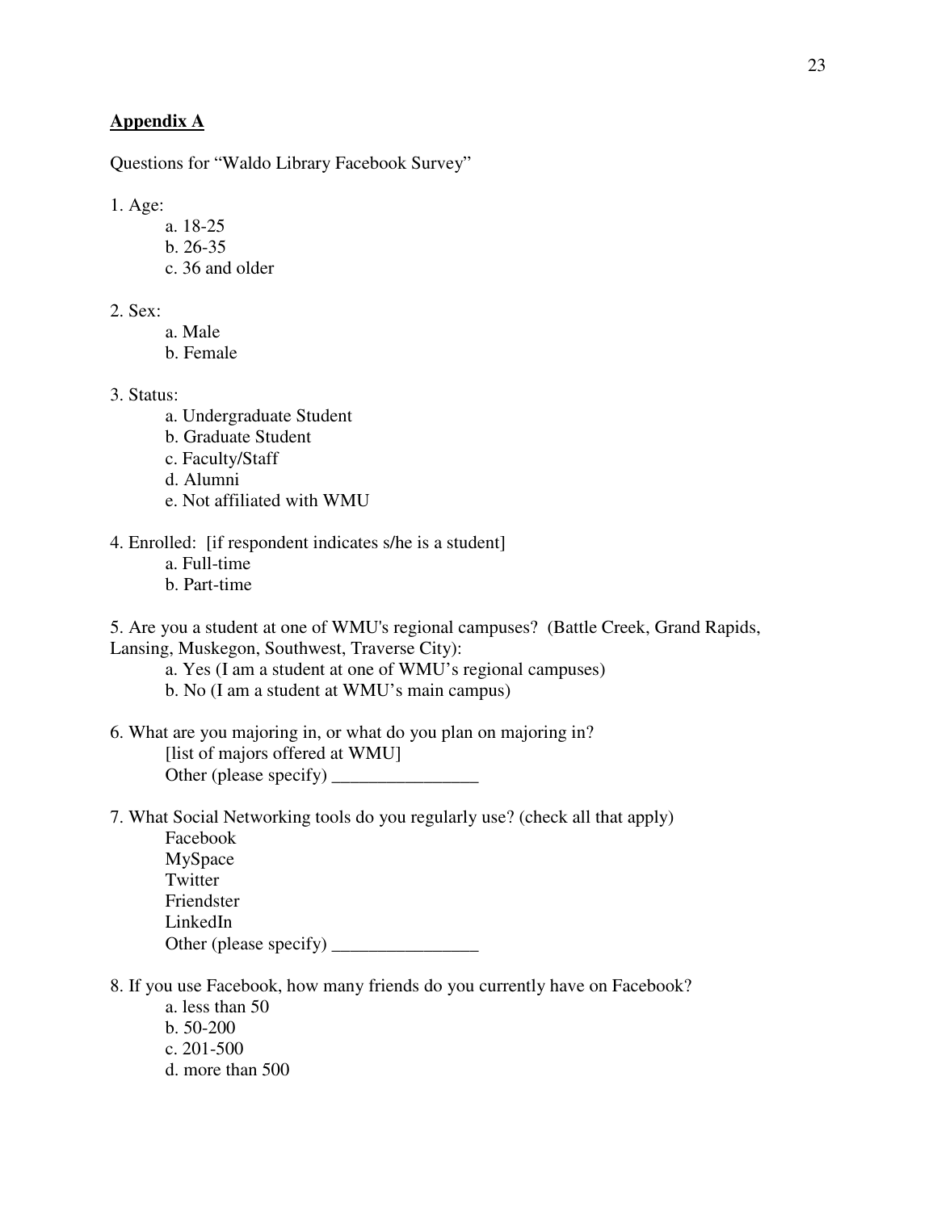## Appendix A

Questions for "Waldo Library Facebook Survey"

1. Age:
   - a. 18-25
   - b. 26-35
   - c. 36 and older

2. Sex:
   - a. Male
   - b. Female

3. Status:
   - a. Undergraduate Student
   - b. Graduate Student
   - c. Faculty/Staff
   - d. Alumni
   - e. Not affiliated with WMU

4. Enrolled: [if respondent indicates s/he is a student]
   - a. Full-time
   - b. Part-time

5. Are you a student at one of WMU's regional campuses? (Battle Creek, Grand Rapids, Lansing, Muskegon, Southwest, Traverse City):
   - a. Yes (I am a student at one of WMU's regional campuses)
   - b. No (I am a student at WMU's main campus)

6. What are you majoring in, or what do you plan on majoring in?
   - [list of majors offered at WMU]
   - Other (please specify) ________________

7. What Social Networking tools do you regularly use? (check all that apply)
   - Facebook
   - MySpace
   - Twitter
   - Friendster
   - LinkedIn
   - Other (please specify) ________________

8. If you use Facebook, how many friends do you currently have on Facebook?
   - a. less than 50
   - b. 50-200
   - c. 201-500
   - d. more than 500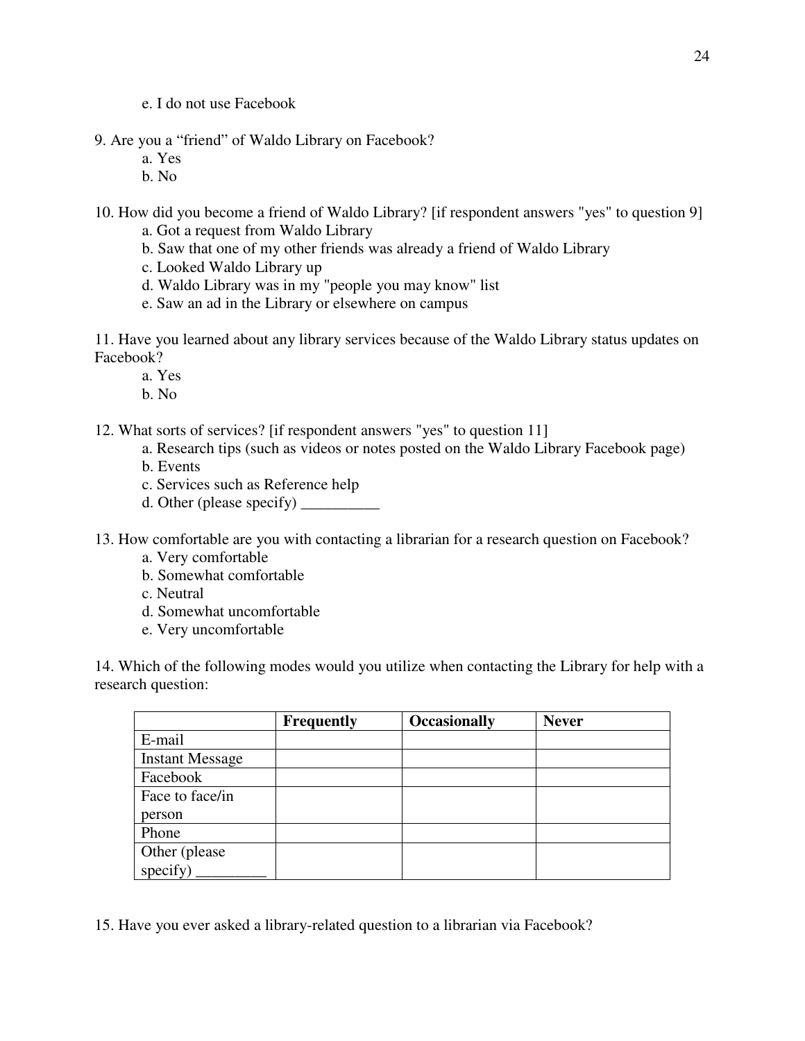e. I do not use Facebook

9. Are you a “friend” of Waldo Library on Facebook?
   a. Yes
   b. No

10. How did you become a friend of Waldo Library? [if respondent answers "yes" to question 9]
   a. Got a request from Waldo Library
   b. Saw that one of my other friends was already a friend of Waldo Library
   c. Looked Waldo Library up
   d. Waldo Library was in my "people you may know" list
   e. Saw an ad in the Library or elsewhere on campus

11. Have you learned about any library services because of the Waldo Library status updates on Facebook?
   a. Yes
   b. No

12. What sorts of services? [if respondent answers "yes" to question 11]
   a. Research tips (such as videos or notes posted on the Waldo Library Facebook page)
   b. Events
   c. Services such as Reference help
   d. Other (please specify) __________

13. How comfortable are you with contacting a librarian for a research question on Facebook?
   a. Very comfortable
   b. Somewhat comfortable
   c. Neutral
   d. Somewhat uncomfortable
   e. Very uncomfortable

14. Which of the following modes would you utilize when contacting the Library for help with a research question:

| | **Frequently** | **Occasionally** | **Never** |
|---|---|---|---|
| E-mail | | | |
| Instant Message | | | |
| Facebook | | | |
| Face to face/in person | | | |
| Phone | | | |
| Other (please specify) _________ | | | |

15. Have you ever asked a library-related question to a librarian via Facebook?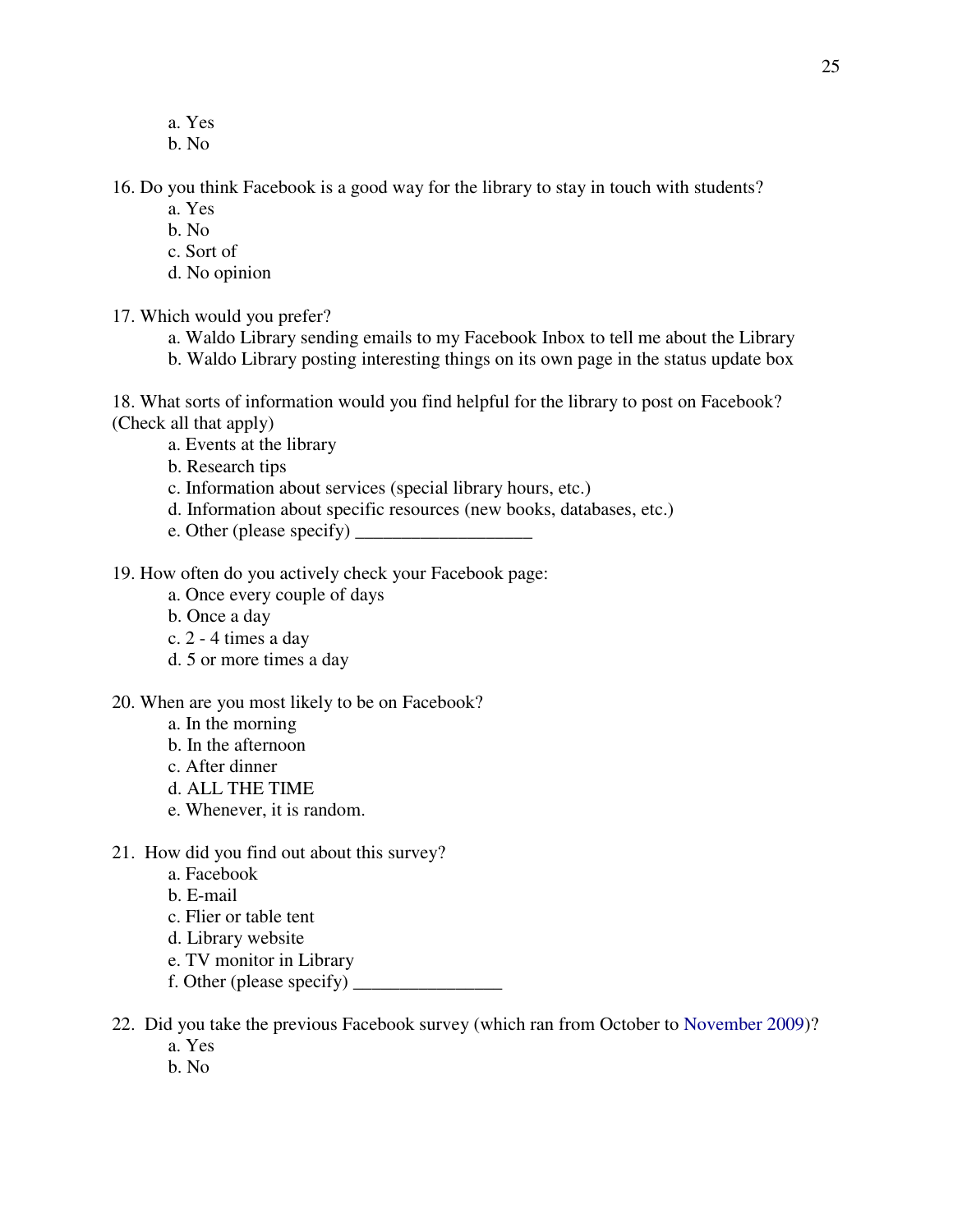a. Yes
b. No

16. Do you think Facebook is a good way for the library to stay in touch with students?

a. Yes
b. No
c. Sort of
d. No opinion

17. Which would you prefer?

a. Waldo Library sending emails to my Facebook Inbox to tell me about the Library
b. Waldo Library posting interesting things on its own page in the status update box

18. What sorts of information would you find helpful for the library to post on Facebook? (Check all that apply)

a. Events at the library
b. Research tips
c. Information about services (special library hours, etc.)
d. Information about specific resources (new books, databases, etc.)
e. Other (please specify) ___________________

19. How often do you actively check your Facebook page:

a. Once every couple of days
b. Once a day
c. 2 - 4 times a day
d. 5 or more times a day

20. When are you most likely to be on Facebook?

a. In the morning
b. In the afternoon
c. After dinner
d. ALL THE TIME
e. Whenever, it is random.

21. How did you find out about this survey?

a. Facebook
b. E-mail
c. Flier or table tent
d. Library website
e. TV monitor in Library
f. Other (please specify) ________________

22. Did you take the previous Facebook survey (which ran from October to November 2009)?

a. Yes
b. No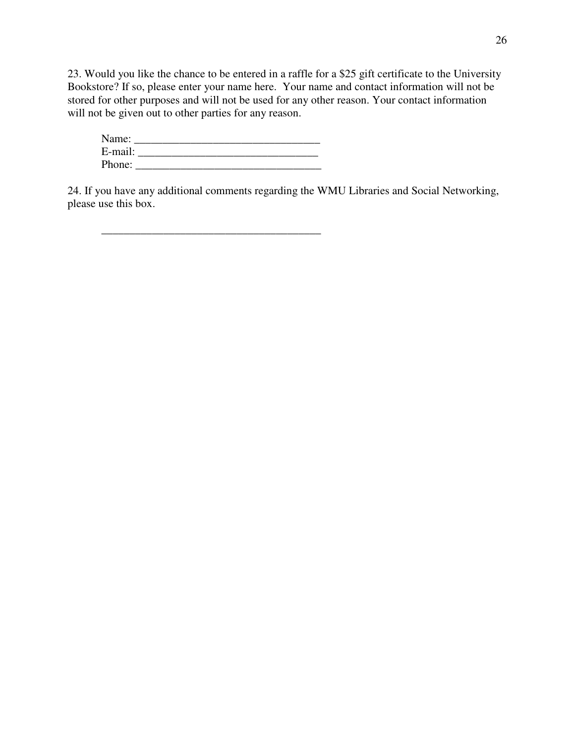23. Would you like the chance to be entered in a raffle for a $25 gift certificate to the University Bookstore? If so, please enter your name here. Your name and contact information will not be stored for other purposes and will not be used for any other reason. Your contact information will not be given out to other parties for any reason.

Name: ________________________________
E-mail: _______________________________
Phone: ________________________________

24. If you have any additional comments regarding the WMU Libraries and Social Networking, please use this box.

_______________________________________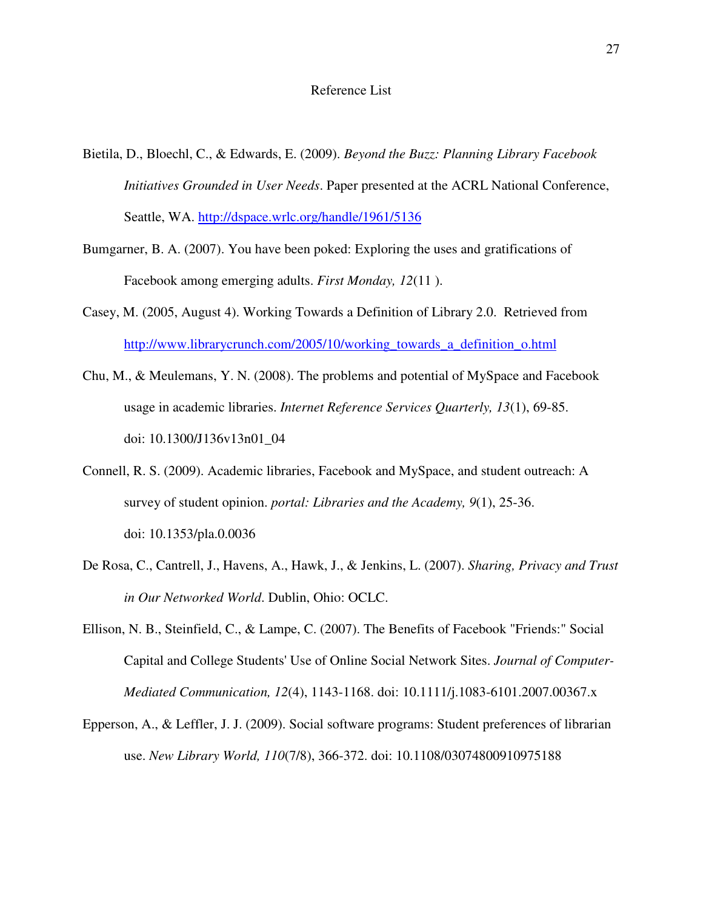# Reference List

Bietila, D., Bloechl, C., & Edwards, E. (2009). *Beyond the Buzz: Planning Library Facebook Initiatives Grounded in User Needs*. Paper presented at the ACRL National Conference, Seattle, WA. http://dspace.wrlc.org/handle/1961/5136

Bumgarner, B. A. (2007). You have been poked: Exploring the uses and gratifications of Facebook among emerging adults. *First Monday, 12*(11 ).

Casey, M. (2005, August 4). Working Towards a Definition of Library 2.0. Retrieved from http://www.librarycrunch.com/2005/10/working_towards_a_definition_o.html

Chu, M., & Meulemans, Y. N. (2008). The problems and potential of MySpace and Facebook usage in academic libraries. *Internet Reference Services Quarterly, 13*(1), 69-85. doi: 10.1300/J136v13n01_04

Connell, R. S. (2009). Academic libraries, Facebook and MySpace, and student outreach: A survey of student opinion. *portal: Libraries and the Academy, 9*(1), 25-36. doi: 10.1353/pla.0.0036

De Rosa, C., Cantrell, J., Havens, A., Hawk, J., & Jenkins, L. (2007). *Sharing, Privacy and Trust in Our Networked World*. Dublin, Ohio: OCLC.

Ellison, N. B., Steinfield, C., & Lampe, C. (2007). The Benefits of Facebook "Friends:" Social Capital and College Students' Use of Online Social Network Sites. *Journal of Computer-Mediated Communication, 12*(4), 1143-1168. doi: 10.1111/j.1083-6101.2007.00367.x

Epperson, A., & Leffler, J. J. (2009). Social software programs: Student preferences of librarian use. *New Library World, 110*(7/8), 366-372. doi: 10.1108/03074800910975188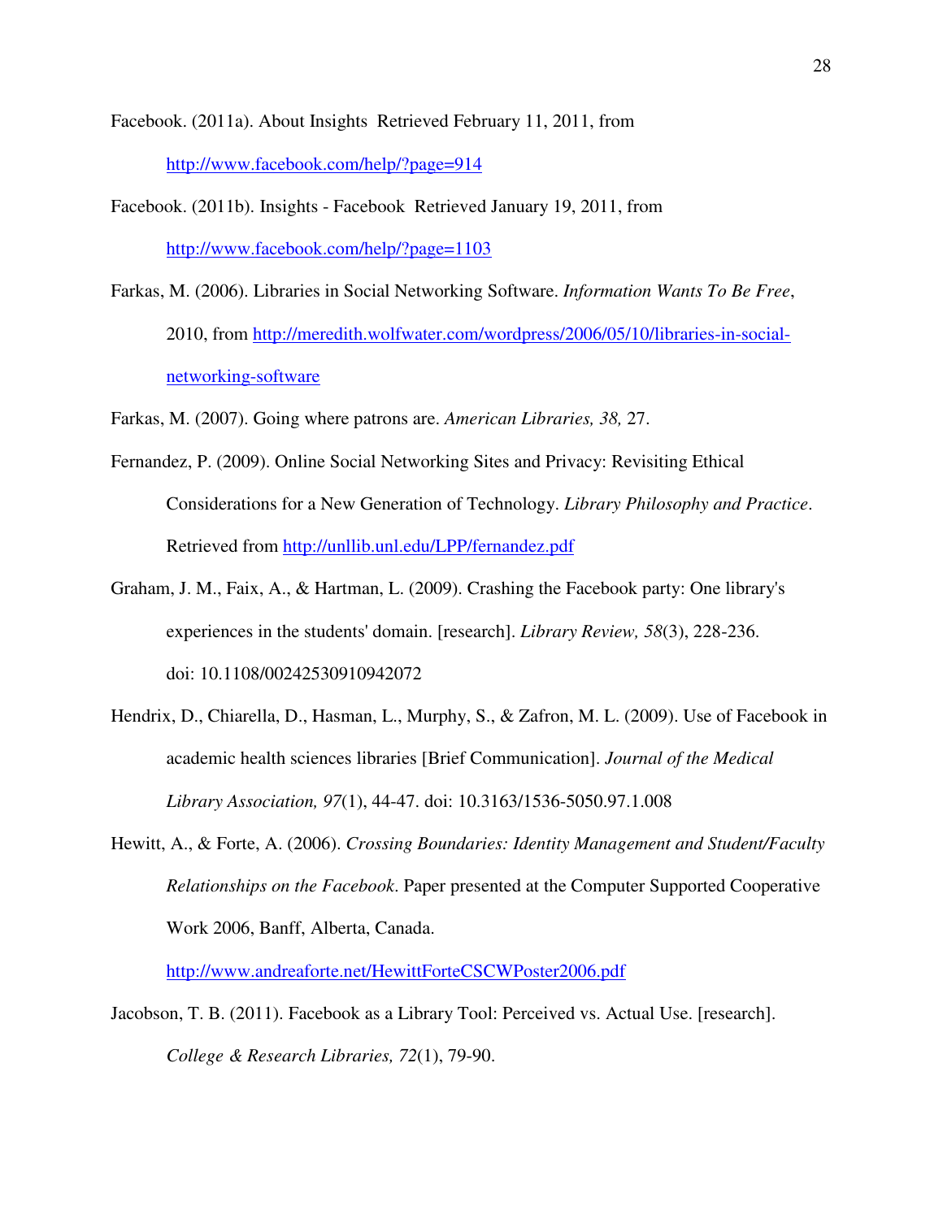Facebook. (2011a). About Insights Retrieved February 11, 2011, from http://www.facebook.com/help/?page=914

Facebook. (2011b). Insights - Facebook Retrieved January 19, 2011, from http://www.facebook.com/help/?page=1103

Farkas, M. (2006). Libraries in Social Networking Software. *Information Wants To Be Free*, 2010, from http://meredith.wolfwater.com/wordpress/2006/05/10/libraries-in-social-networking-software

Farkas, M. (2007). Going where patrons are. *American Libraries, 38,* 27.

Fernandez, P. (2009). Online Social Networking Sites and Privacy: Revisiting Ethical Considerations for a New Generation of Technology. *Library Philosophy and Practice*. Retrieved from http://unllib.unl.edu/LPP/fernandez.pdf

Graham, J. M., Faix, A., & Hartman, L. (2009). Crashing the Facebook party: One library's experiences in the students' domain. [research]. *Library Review, 58*(3), 228-236. doi: 10.1108/00242530910942072

Hendrix, D., Chiarella, D., Hasman, L., Murphy, S., & Zafron, M. L. (2009). Use of Facebook in academic health sciences libraries [Brief Communication]. *Journal of the Medical Library Association, 97*(1), 44-47. doi: 10.3163/1536-5050.97.1.008

Hewitt, A., & Forte, A. (2006). *Crossing Boundaries: Identity Management and Student/Faculty Relationships on the Facebook*. Paper presented at the Computer Supported Cooperative Work 2006, Banff, Alberta, Canada. http://www.andreaforte.net/HewittForteCSCWPoster2006.pdf

Jacobson, T. B. (2011). Facebook as a Library Tool: Perceived vs. Actual Use. [research]. *College & Research Libraries, 72*(1), 79-90.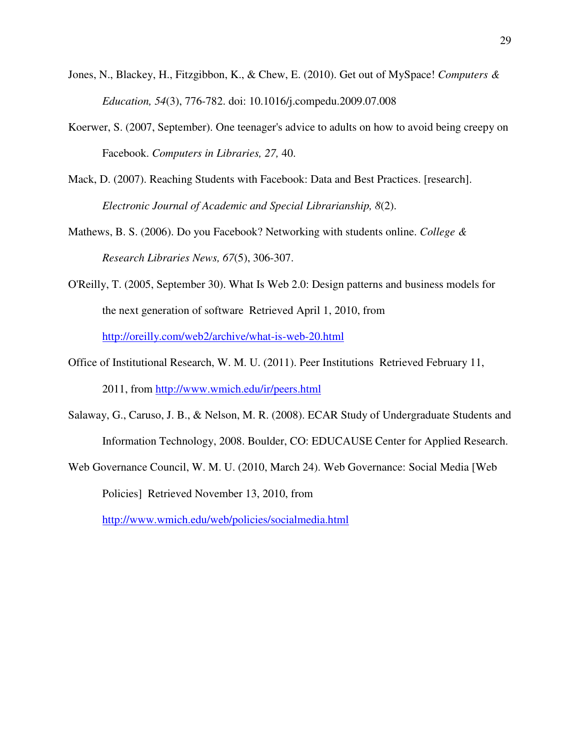Jones, N., Blackey, H., Fitzgibbon, K., & Chew, E. (2010). Get out of MySpace! *Computers & Education, 54*(3), 776-782. doi: 10.1016/j.compedu.2009.07.008

Koerwer, S. (2007, September). One teenager's advice to adults on how to avoid being creepy on Facebook. *Computers in Libraries, 27,* 40.

Mack, D. (2007). Reaching Students with Facebook: Data and Best Practices. [research]. *Electronic Journal of Academic and Special Librarianship, 8*(2).

Mathews, B. S. (2006). Do you Facebook? Networking with students online. *College & Research Libraries News, 67*(5), 306-307.

O'Reilly, T. (2005, September 30). What Is Web 2.0: Design patterns and business models for the next generation of software Retrieved April 1, 2010, from http://oreilly.com/web2/archive/what-is-web-20.html

Office of Institutional Research, W. M. U. (2011). Peer Institutions Retrieved February 11, 2011, from http://www.wmich.edu/ir/peers.html

Salaway, G., Caruso, J. B., & Nelson, M. R. (2008). ECAR Study of Undergraduate Students and Information Technology, 2008. Boulder, CO: EDUCAUSE Center for Applied Research.

Web Governance Council, W. M. U. (2010, March 24). Web Governance: Social Media [Web Policies] Retrieved November 13, 2010, from http://www.wmich.edu/web/policies/socialmedia.html